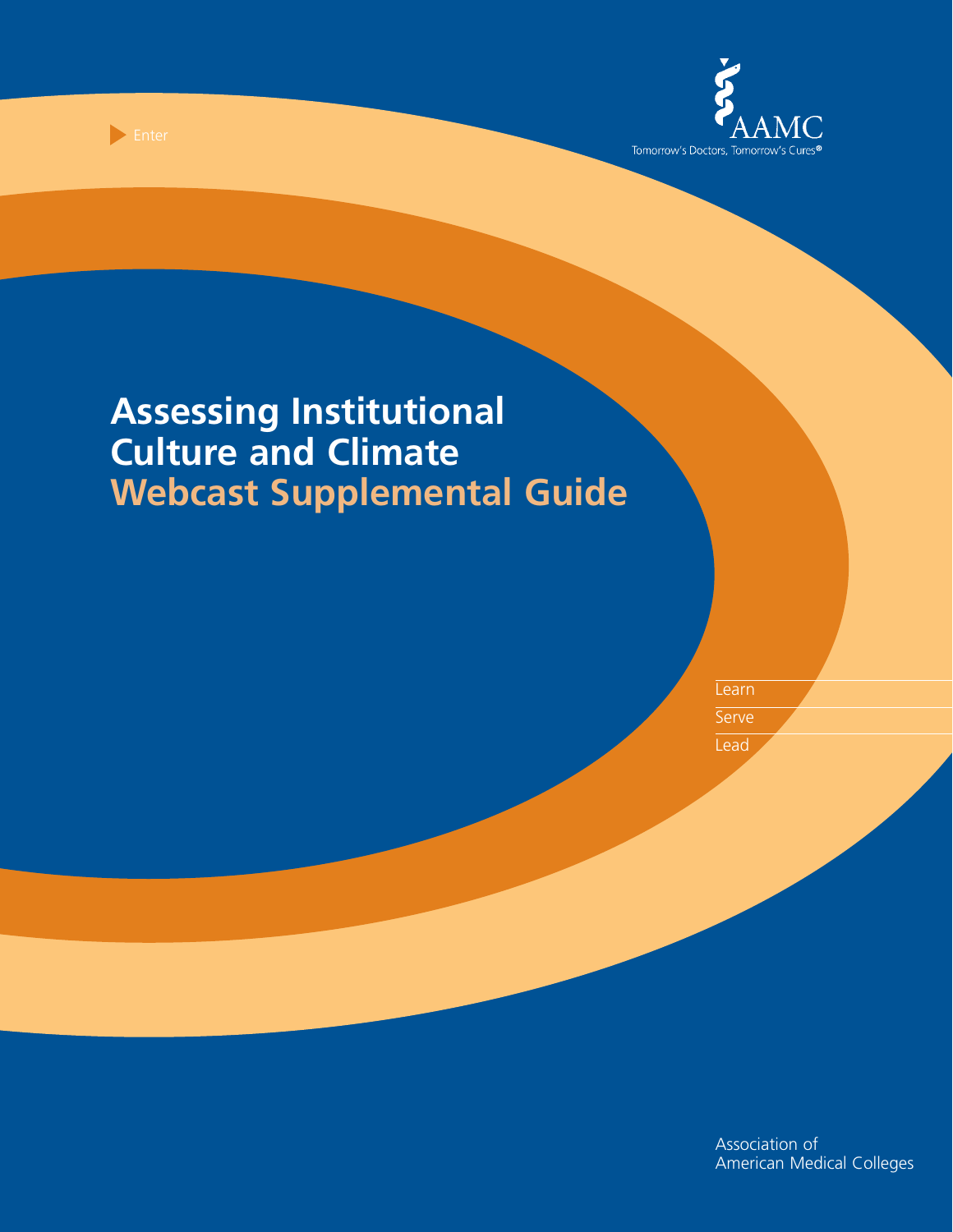Enter

AAMC

Tomorrow's Doctors, Tomorrow's Cures®

# Assessing Institutional Culture and Climate
## Webcast Supplemental Guide

Learn
Serve
Lead

Association of
American Medical Colleges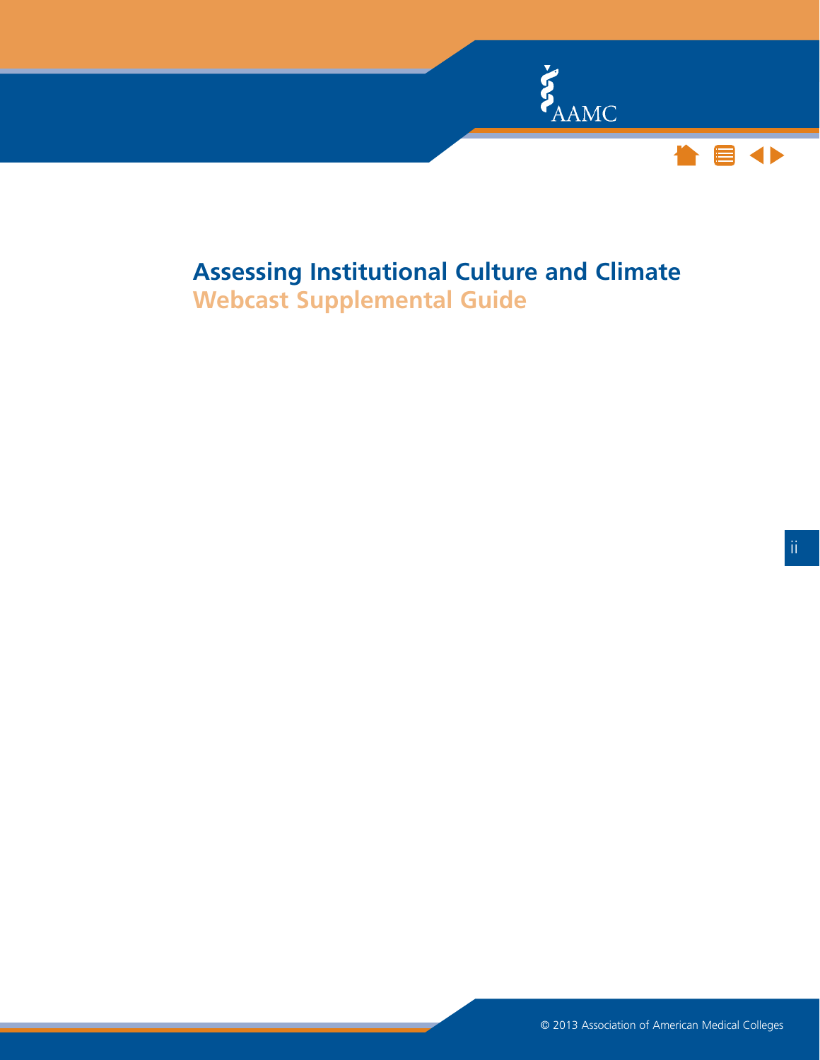# Assessing Institutional Culture and Climate

## Webcast Supplemental Guide

© 2013 Association of American Medical Colleges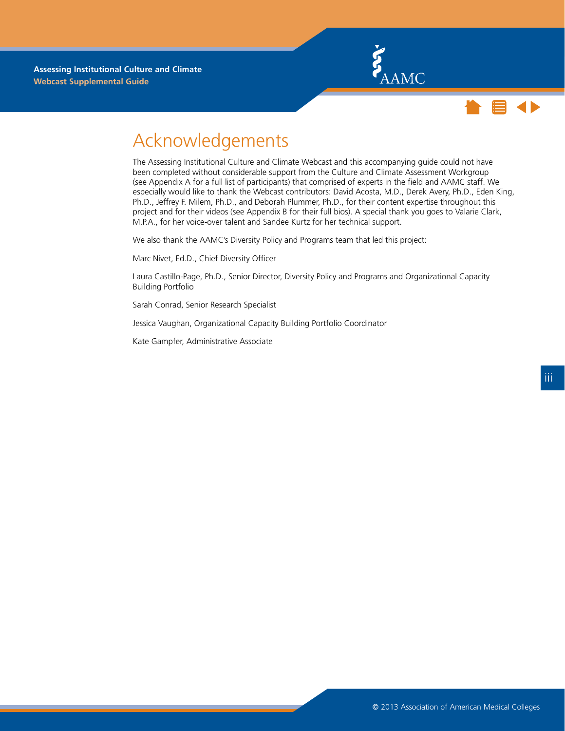# Acknowledgements

The Assessing Institutional Culture and Climate Webcast and this accompanying guide could not have been completed without considerable support from the Culture and Climate Assessment Workgroup (see Appendix A for a full list of participants) that comprised of experts in the field and AAMC staff. We especially would like to thank the Webcast contributors: David Acosta, M.D., Derek Avery, Ph.D., Eden King, Ph.D., Jeffrey F. Milem, Ph.D., and Deborah Plummer, Ph.D., for their content expertise throughout this project and for their videos (see Appendix B for their full bios). A special thank you goes to Valarie Clark, M.P.A., for her voice-over talent and Sandee Kurtz for her technical support.

We also thank the AAMC's Diversity Policy and Programs team that led this project:

Marc Nivet, Ed.D., Chief Diversity Officer

Laura Castillo-Page, Ph.D., Senior Director, Diversity Policy and Programs and Organizational Capacity Building Portfolio

Sarah Conrad, Senior Research Specialist

Jessica Vaughan, Organizational Capacity Building Portfolio Coordinator

Kate Gampfer, Administrative Associate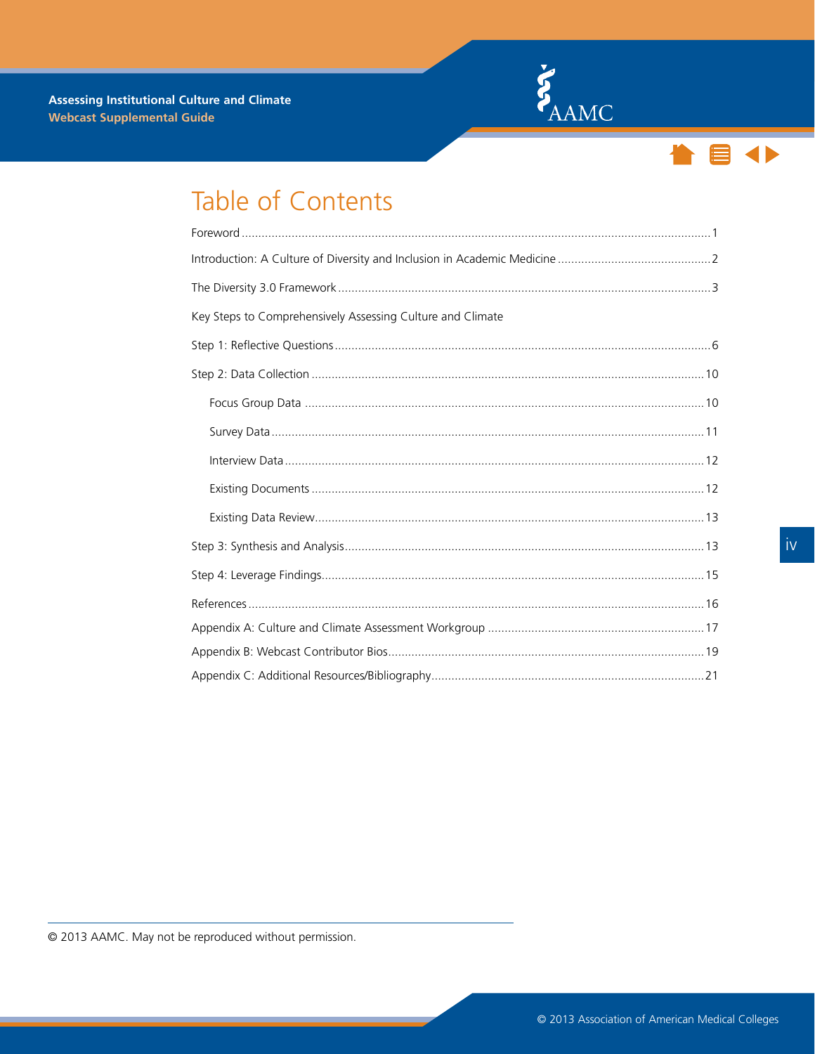# Table of Contents

Foreword .......... 1

Introduction: A Culture of Diversity and Inclusion in Academic Medicine .......... 2

The Diversity 3.0 Framework .......... 3

Key Steps to Comprehensively Assessing Culture and Climate

Step 1: Reflective Questions .......... 6

Step 2: Data Collection .......... 10

- Focus Group Data .......... 10
- Survey Data .......... 11
- Interview Data .......... 12
- Existing Documents .......... 12
- Existing Data Review .......... 13

Step 3: Synthesis and Analysis .......... 13

Step 4: Leverage Findings .......... 15

References .......... 16

Appendix A: Culture and Climate Assessment Workgroup .......... 17

Appendix B: Webcast Contributor Bios .......... 19

Appendix C: Additional Resources/Bibliography .......... 21

© 2013 AAMC. May not be reproduced without permission.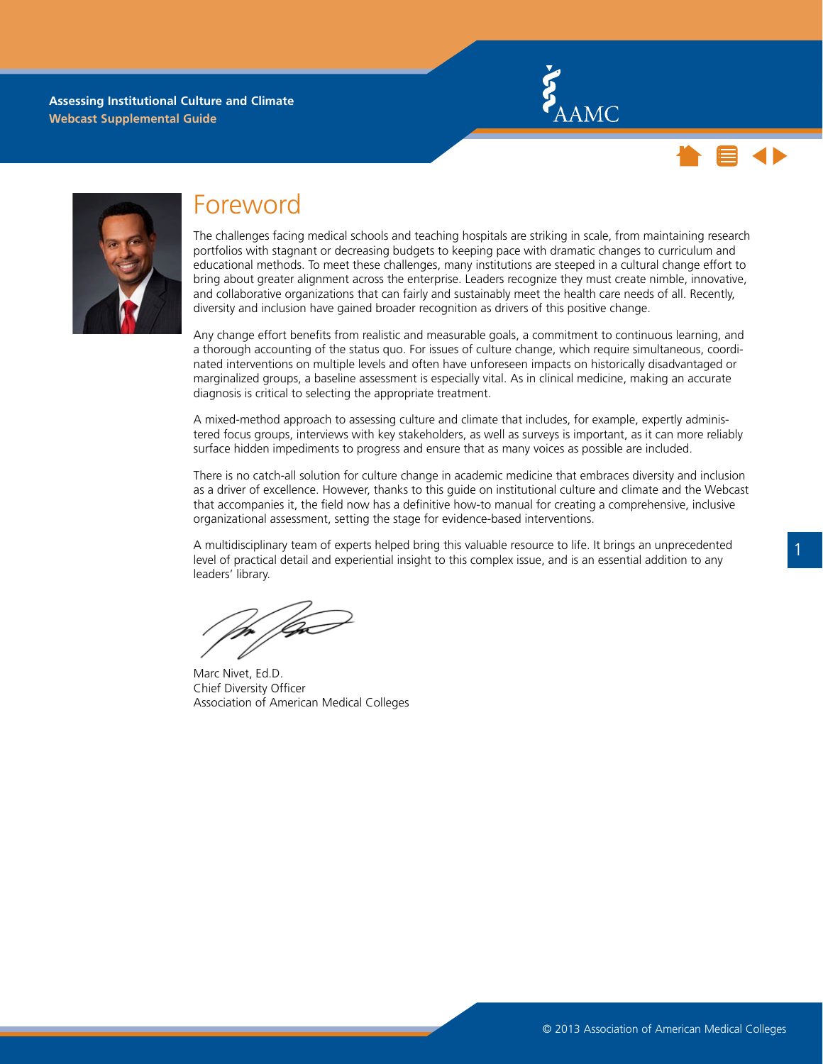# Foreword

The challenges facing medical schools and teaching hospitals are striking in scale, from maintaining research portfolios with stagnant or decreasing budgets to keeping pace with dramatic changes to curriculum and educational methods. To meet these challenges, many institutions are steeped in a cultural change effort to bring about greater alignment across the enterprise. Leaders recognize they must create nimble, innovative, and collaborative organizations that can fairly and sustainably meet the health care needs of all. Recently, diversity and inclusion have gained broader recognition as drivers of this positive change.

Any change effort benefits from realistic and measurable goals, a commitment to continuous learning, and a thorough accounting of the status quo. For issues of culture change, which require simultaneous, coordinated interventions on multiple levels and often have unforeseen impacts on historically disadvantaged or marginalized groups, a baseline assessment is especially vital. As in clinical medicine, making an accurate diagnosis is critical to selecting the appropriate treatment.

A mixed-method approach to assessing culture and climate that includes, for example, expertly administered focus groups, interviews with key stakeholders, as well as surveys is important, as it can more reliably surface hidden impediments to progress and ensure that as many voices as possible are included.

There is no catch-all solution for culture change in academic medicine that embraces diversity and inclusion as a driver of excellence. However, thanks to this guide on institutional culture and climate and the Webcast that accompanies it, the field now has a definitive how-to manual for creating a comprehensive, inclusive organizational assessment, setting the stage for evidence-based interventions.

A multidisciplinary team of experts helped bring this valuable resource to life. It brings an unprecedented level of practical detail and experiential insight to this complex issue, and is an essential addition to any leaders' library.

Marc Nivet, Ed.D.
Chief Diversity Officer
Association of American Medical Colleges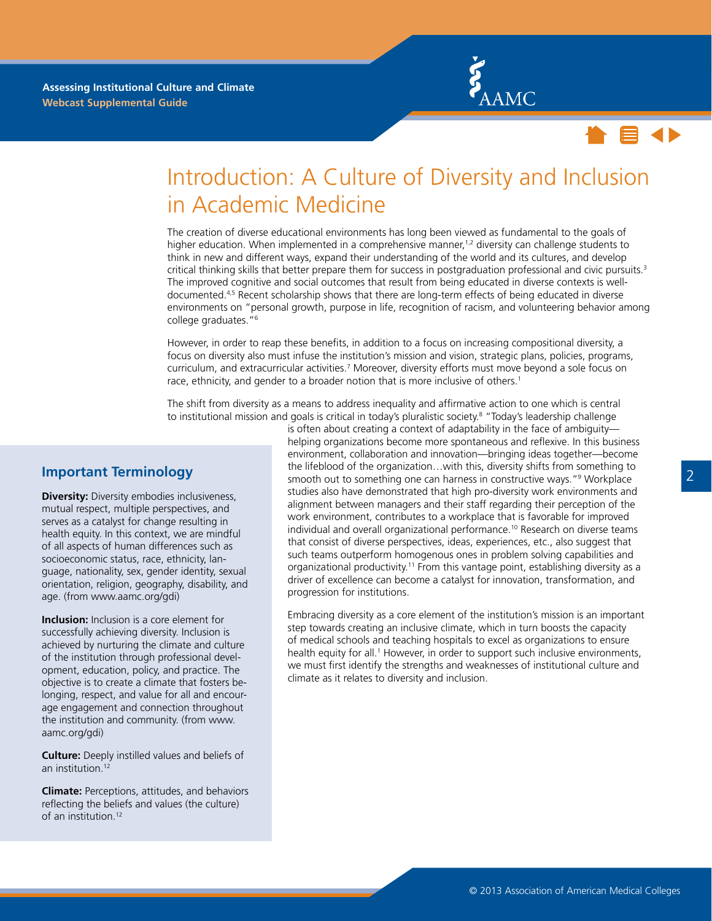# Introduction: A Culture of Diversity and Inclusion in Academic Medicine

The creation of diverse educational environments has long been viewed as fundamental to the goals of higher education. When implemented in a comprehensive manner,[1,2] diversity can challenge students to think in new and different ways, expand their understanding of the world and its cultures, and develop critical thinking skills that better prepare them for success in postgraduation professional and civic pursuits.[3] The improved cognitive and social outcomes that result from being educated in diverse contexts is well-documented.[4,5] Recent scholarship shows that there are long-term effects of being educated in diverse environments on "personal growth, purpose in life, recognition of racism, and volunteering behavior among college graduates."[6]

However, in order to reap these benefits, in addition to a focus on increasing compositional diversity, a focus on diversity also must infuse the institution's mission and vision, strategic plans, policies, programs, curriculum, and extracurricular activities.[7] Moreover, diversity efforts must move beyond a sole focus on race, ethnicity, and gender to a broader notion that is more inclusive of others.[1]

The shift from diversity as a means to address inequality and affirmative action to one which is central to institutional mission and goals is critical in today's pluralistic society.[8] "Today's leadership challenge is often about creating a context of adaptability in the face of ambiguity—helping organizations become more spontaneous and reflexive. In this business environment, collaboration and innovation—bringing ideas together—become the lifeblood of the organization…with this, diversity shifts from something to smooth out to something one can harness in constructive ways."[9] Workplace studies also have demonstrated that high pro-diversity work environments and alignment between managers and their staff regarding their perception of the work environment, contributes to a workplace that is favorable for improved individual and overall organizational performance.[10] Research on diverse teams that consist of diverse perspectives, ideas, experiences, etc., also suggest that such teams outperform homogenous ones in problem solving capabilities and organizational productivity.[11] From this vantage point, establishing diversity as a driver of excellence can become a catalyst for innovation, transformation, and progression for institutions.

Embracing diversity as a core element of the institution's mission is an important step towards creating an inclusive climate, which in turn boosts the capacity of medical schools and teaching hospitals to excel as organizations to ensure health equity for all.[1] However, in order to support such inclusive environments, we must first identify the strengths and weaknesses of institutional culture and climate as it relates to diversity and inclusion.

## Important Terminology

**Diversity:** Diversity embodies inclusiveness, mutual respect, multiple perspectives, and serves as a catalyst for change resulting in health equity. In this context, we are mindful of all aspects of human differences such as socioeconomic status, race, ethnicity, language, nationality, sex, gender identity, sexual orientation, religion, geography, disability, and age. (from www.aamc.org/gdi)

**Inclusion:** Inclusion is a core element for successfully achieving diversity. Inclusion is achieved by nurturing the climate and culture of the institution through professional development, education, policy, and practice. The objective is to create a climate that fosters belonging, respect, and value for all and encourage engagement and connection throughout the institution and community. (from www.aamc.org/gdi)

**Culture:** Deeply instilled values and beliefs of an institution.[12]

**Climate:** Perceptions, attitudes, and behaviors reflecting the beliefs and values (the culture) of an institution.[12]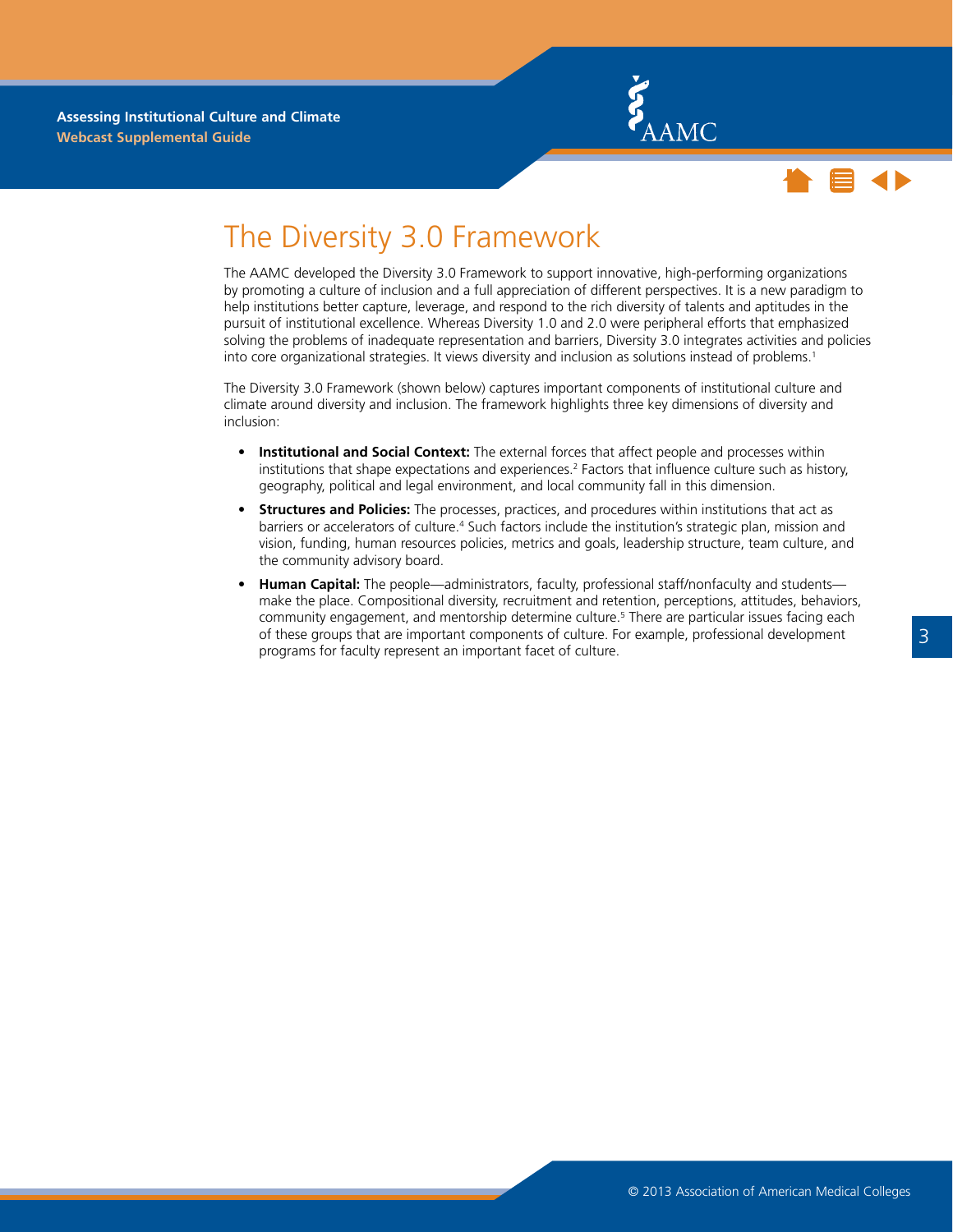# The Diversity 3.0 Framework

The AAMC developed the Diversity 3.0 Framework to support innovative, high-performing organizations by promoting a culture of inclusion and a full appreciation of different perspectives. It is a new paradigm to help institutions better capture, leverage, and respond to the rich diversity of talents and aptitudes in the pursuit of institutional excellence. Whereas Diversity 1.0 and 2.0 were peripheral efforts that emphasized solving the problems of inadequate representation and barriers, Diversity 3.0 integrates activities and policies into core organizational strategies. It views diversity and inclusion as solutions instead of problems.[1]

The Diversity 3.0 Framework (shown below) captures important components of institutional culture and climate around diversity and inclusion. The framework highlights three key dimensions of diversity and inclusion:

- **Institutional and Social Context:** The external forces that affect people and processes within institutions that shape expectations and experiences.[2] Factors that influence culture such as history, geography, political and legal environment, and local community fall in this dimension.
- **Structures and Policies:** The processes, practices, and procedures within institutions that act as barriers or accelerators of culture.[4] Such factors include the institution's strategic plan, mission and vision, funding, human resources policies, metrics and goals, leadership structure, team culture, and the community advisory board.
- **Human Capital:** The people—administrators, faculty, professional staff/nonfaculty and students—make the place. Compositional diversity, recruitment and retention, perceptions, attitudes, behaviors, community engagement, and mentorship determine culture.[5] There are particular issues facing each of these groups that are important components of culture. For example, professional development programs for faculty represent an important facet of culture.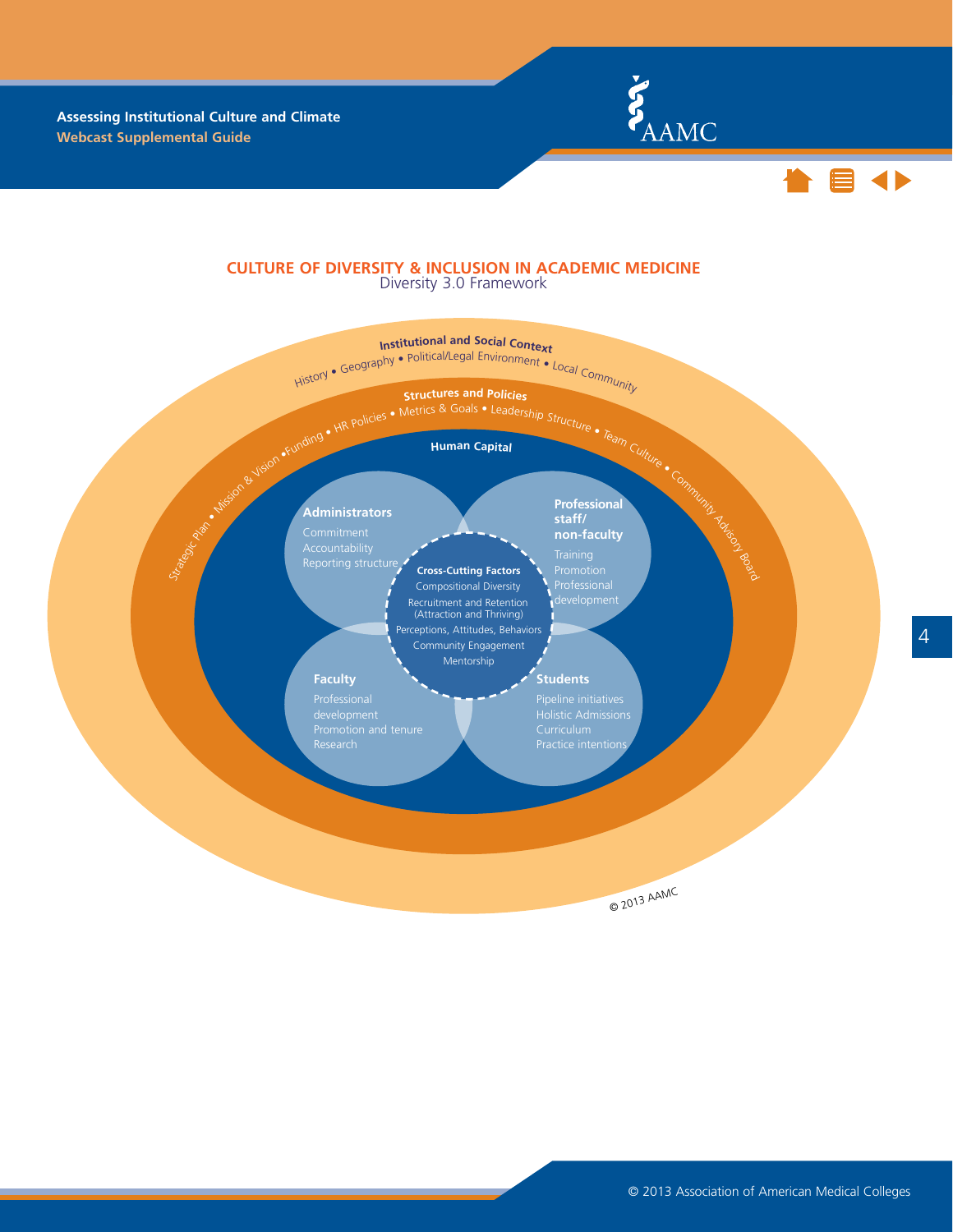# CULTURE OF DIVERSITY & INCLUSION IN ACADEMIC MEDICINE

Diversity 3.0 Framework

**Institutional and Social Context**

History • Geography • Political/Legal Environment • Local Community

**Structures and Policies**

Strategic Plan • Mission & Vision • Funding • HR Policies • Metrics & Goals • Leadership Structure • Team Culture • Community Advisory Board

**Human Capital**

**Administrators**
Commitment
Accountability
Reporting structure

**Professional staff/ non-faculty**
Training
Promotion
Professional development

**Cross-Cutting Factors**
Compositional Diversity
Recruitment and Retention (Attraction and Thriving)
Perceptions, Attitudes, Behaviors
Community Engagement
Mentorship

**Faculty**
Professional development
Promotion and tenure
Research

**Students**
Pipeline initiatives
Holistic Admissions
Curriculum
Practice intentions

© 2013 AAMC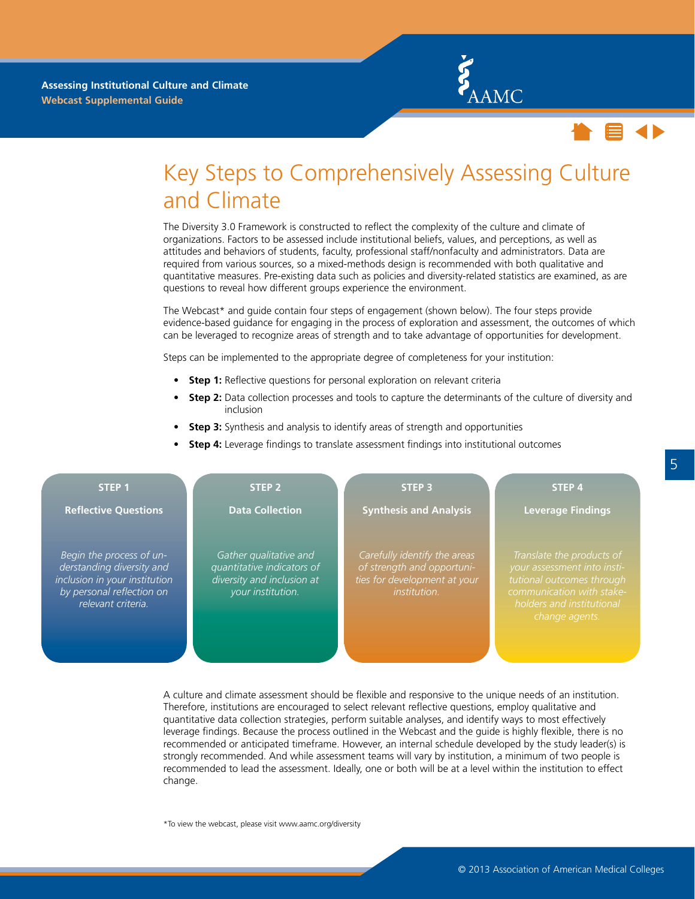# Key Steps to Comprehensively Assessing Culture and Climate

The Diversity 3.0 Framework is constructed to reflect the complexity of the culture and climate of organizations. Factors to be assessed include institutional beliefs, values, and perceptions, as well as attitudes and behaviors of students, faculty, professional staff/nonfaculty and administrators. Data are required from various sources, so a mixed-methods design is recommended with both qualitative and quantitative measures. Pre-existing data such as policies and diversity-related statistics are examined, as are questions to reveal how different groups experience the environment.

The Webcast* and guide contain four steps of engagement (shown below). The four steps provide evidence-based guidance for engaging in the process of exploration and assessment, the outcomes of which can be leveraged to recognize areas of strength and to take advantage of opportunities for development.

Steps can be implemented to the appropriate degree of completeness for your institution:

- **Step 1:** Reflective questions for personal exploration on relevant criteria
- **Step 2:** Data collection processes and tools to capture the determinants of the culture of diversity and inclusion
- **Step 3:** Synthesis and analysis to identify areas of strength and opportunities
- **Step 4:** Leverage findings to translate assessment findings into institutional outcomes

| STEP 1 | STEP 2 | STEP 3 | STEP 4 |
|---|---|---|---|
| **Reflective Questions** | **Data Collection** | **Synthesis and Analysis** | **Leverage Findings** |
| *Begin the process of understanding diversity and inclusion in your institution by personal reflection on relevant criteria.* | *Gather qualitative and quantitative indicators of diversity and inclusion at your institution.* | *Carefully identify the areas of strength and opportunities for development at your institution.* | *Translate the products of your assessment into institutional outcomes through communication with stakeholders and institutional change agents.* |

A culture and climate assessment should be flexible and responsive to the unique needs of an institution. Therefore, institutions are encouraged to select relevant reflective questions, employ qualitative and quantitative data collection strategies, perform suitable analyses, and identify ways to most effectively leverage findings. Because the process outlined in the Webcast and the guide is highly flexible, there is no recommended or anticipated timeframe. However, an internal schedule developed by the study leader(s) is strongly recommended. And while assessment teams will vary by institution, a minimum of two people is recommended to lead the assessment. Ideally, one or both will be at a level within the institution to effect change.

*To view the webcast, please visit www.aamc.org/diversity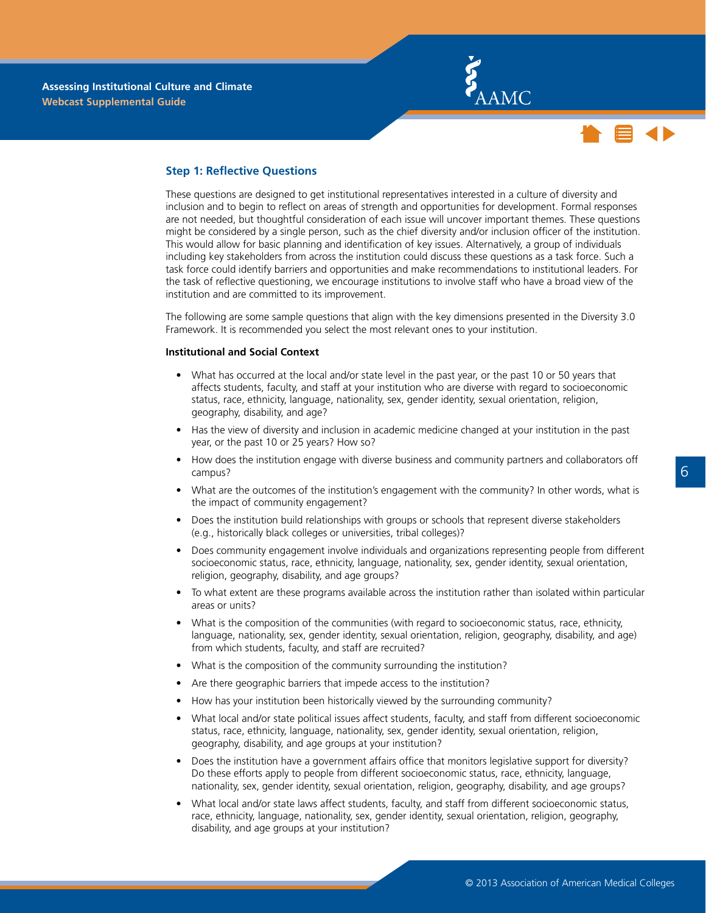## Step 1: Reflective Questions

These questions are designed to get institutional representatives interested in a culture of diversity and inclusion and to begin to reflect on areas of strength and opportunities for development. Formal responses are not needed, but thoughtful consideration of each issue will uncover important themes. These questions might be considered by a single person, such as the chief diversity and/or inclusion officer of the institution. This would allow for basic planning and identification of key issues. Alternatively, a group of individuals including key stakeholders from across the institution could discuss these questions as a task force. Such a task force could identify barriers and opportunities and make recommendations to institutional leaders. For the task of reflective questioning, we encourage institutions to involve staff who have a broad view of the institution and are committed to its improvement.

The following are some sample questions that align with the key dimensions presented in the Diversity 3.0 Framework. It is recommended you select the most relevant ones to your institution.

**Institutional and Social Context**

- What has occurred at the local and/or state level in the past year, or the past 10 or 50 years that affects students, faculty, and staff at your institution who are diverse with regard to socioeconomic status, race, ethnicity, language, nationality, sex, gender identity, sexual orientation, religion, geography, disability, and age?
- Has the view of diversity and inclusion in academic medicine changed at your institution in the past year, or the past 10 or 25 years? How so?
- How does the institution engage with diverse business and community partners and collaborators off campus?
- What are the outcomes of the institution's engagement with the community? In other words, what is the impact of community engagement?
- Does the institution build relationships with groups or schools that represent diverse stakeholders (e.g., historically black colleges or universities, tribal colleges)?
- Does community engagement involve individuals and organizations representing people from different socioeconomic status, race, ethnicity, language, nationality, sex, gender identity, sexual orientation, religion, geography, disability, and age groups?
- To what extent are these programs available across the institution rather than isolated within particular areas or units?
- What is the composition of the communities (with regard to socioeconomic status, race, ethnicity, language, nationality, sex, gender identity, sexual orientation, religion, geography, disability, and age) from which students, faculty, and staff are recruited?
- What is the composition of the community surrounding the institution?
- Are there geographic barriers that impede access to the institution?
- How has your institution been historically viewed by the surrounding community?
- What local and/or state political issues affect students, faculty, and staff from different socioeconomic status, race, ethnicity, language, nationality, sex, gender identity, sexual orientation, religion, geography, disability, and age groups at your institution?
- Does the institution have a government affairs office that monitors legislative support for diversity? Do these efforts apply to people from different socioeconomic status, race, ethnicity, language, nationality, sex, gender identity, sexual orientation, religion, geography, disability, and age groups?
- What local and/or state laws affect students, faculty, and staff from different socioeconomic status, race, ethnicity, language, nationality, sex, gender identity, sexual orientation, religion, geography, disability, and age groups at your institution?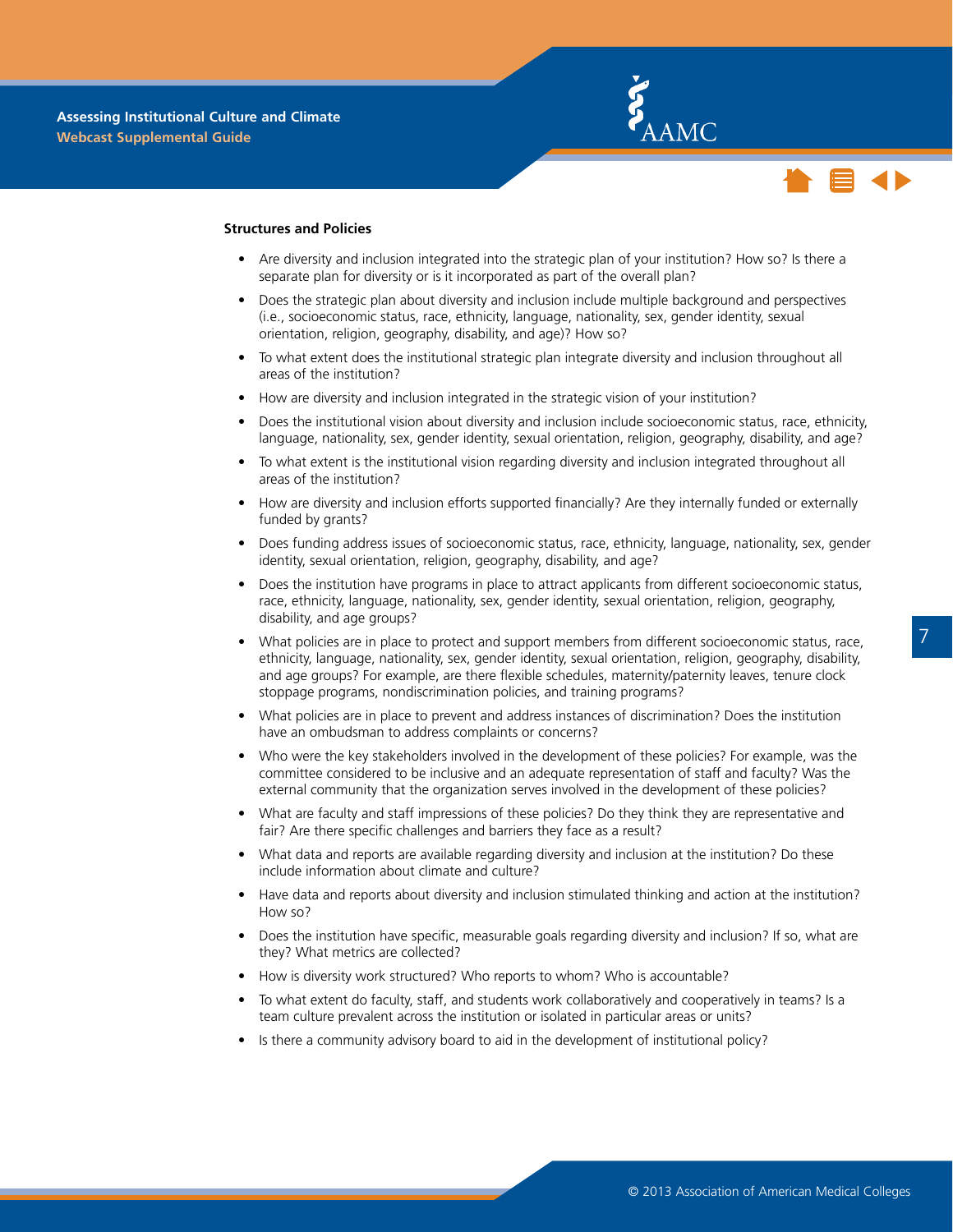### Structures and Policies

- Are diversity and inclusion integrated into the strategic plan of your institution? How so? Is there a separate plan for diversity or is it incorporated as part of the overall plan?
- Does the strategic plan about diversity and inclusion include multiple background and perspectives (i.e., socioeconomic status, race, ethnicity, language, nationality, sex, gender identity, sexual orientation, religion, geography, disability, and age)? How so?
- To what extent does the institutional strategic plan integrate diversity and inclusion throughout all areas of the institution?
- How are diversity and inclusion integrated in the strategic vision of your institution?
- Does the institutional vision about diversity and inclusion include socioeconomic status, race, ethnicity, language, nationality, sex, gender identity, sexual orientation, religion, geography, disability, and age?
- To what extent is the institutional vision regarding diversity and inclusion integrated throughout all areas of the institution?
- How are diversity and inclusion efforts supported financially? Are they internally funded or externally funded by grants?
- Does funding address issues of socioeconomic status, race, ethnicity, language, nationality, sex, gender identity, sexual orientation, religion, geography, disability, and age?
- Does the institution have programs in place to attract applicants from different socioeconomic status, race, ethnicity, language, nationality, sex, gender identity, sexual orientation, religion, geography, disability, and age groups?
- What policies are in place to protect and support members from different socioeconomic status, race, ethnicity, language, nationality, sex, gender identity, sexual orientation, religion, geography, disability, and age groups? For example, are there flexible schedules, maternity/paternity leaves, tenure clock stoppage programs, nondiscrimination policies, and training programs?
- What policies are in place to prevent and address instances of discrimination? Does the institution have an ombudsman to address complaints or concerns?
- Who were the key stakeholders involved in the development of these policies? For example, was the committee considered to be inclusive and an adequate representation of staff and faculty? Was the external community that the organization serves involved in the development of these policies?
- What are faculty and staff impressions of these policies? Do they think they are representative and fair? Are there specific challenges and barriers they face as a result?
- What data and reports are available regarding diversity and inclusion at the institution? Do these include information about climate and culture?
- Have data and reports about diversity and inclusion stimulated thinking and action at the institution? How so?
- Does the institution have specific, measurable goals regarding diversity and inclusion? If so, what are they? What metrics are collected?
- How is diversity work structured? Who reports to whom? Who is accountable?
- To what extent do faculty, staff, and students work collaboratively and cooperatively in teams? Is a team culture prevalent across the institution or isolated in particular areas or units?
- Is there a community advisory board to aid in the development of institutional policy?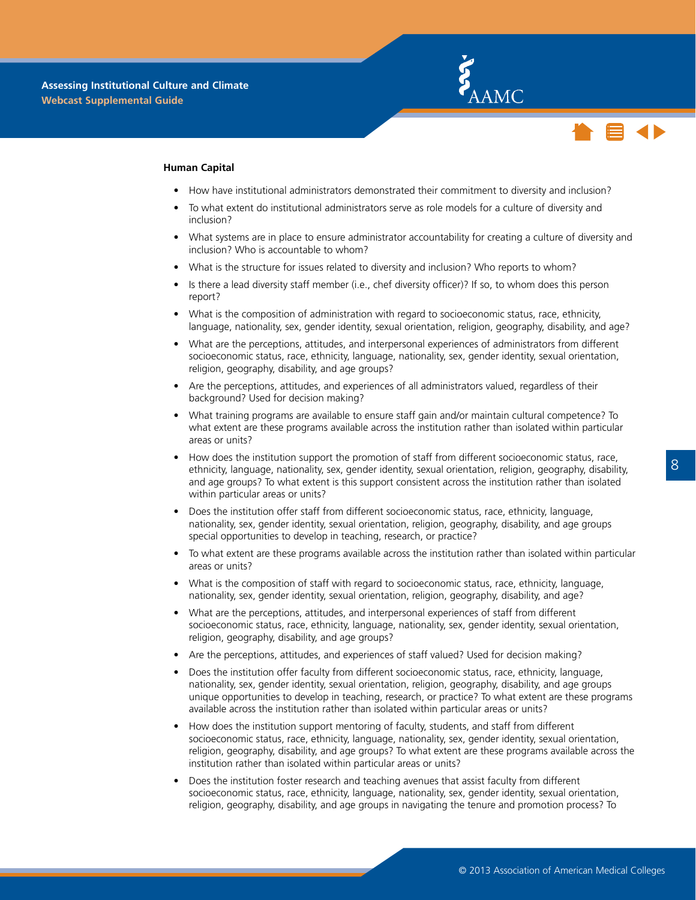**Human Capital**

- How have institutional administrators demonstrated their commitment to diversity and inclusion?
- To what extent do institutional administrators serve as role models for a culture of diversity and inclusion?
- What systems are in place to ensure administrator accountability for creating a culture of diversity and inclusion? Who is accountable to whom?
- What is the structure for issues related to diversity and inclusion? Who reports to whom?
- Is there a lead diversity staff member (i.e., chef diversity officer)? If so, to whom does this person report?
- What is the composition of administration with regard to socioeconomic status, race, ethnicity, language, nationality, sex, gender identity, sexual orientation, religion, geography, disability, and age?
- What are the perceptions, attitudes, and interpersonal experiences of administrators from different socioeconomic status, race, ethnicity, language, nationality, sex, gender identity, sexual orientation, religion, geography, disability, and age groups?
- Are the perceptions, attitudes, and experiences of all administrators valued, regardless of their background? Used for decision making?
- What training programs are available to ensure staff gain and/or maintain cultural competence? To what extent are these programs available across the institution rather than isolated within particular areas or units?
- How does the institution support the promotion of staff from different socioeconomic status, race, ethnicity, language, nationality, sex, gender identity, sexual orientation, religion, geography, disability, and age groups? To what extent is this support consistent across the institution rather than isolated within particular areas or units?
- Does the institution offer staff from different socioeconomic status, race, ethnicity, language, nationality, sex, gender identity, sexual orientation, religion, geography, disability, and age groups special opportunities to develop in teaching, research, or practice?
- To what extent are these programs available across the institution rather than isolated within particular areas or units?
- What is the composition of staff with regard to socioeconomic status, race, ethnicity, language, nationality, sex, gender identity, sexual orientation, religion, geography, disability, and age?
- What are the perceptions, attitudes, and interpersonal experiences of staff from different socioeconomic status, race, ethnicity, language, nationality, sex, gender identity, sexual orientation, religion, geography, disability, and age groups?
- Are the perceptions, attitudes, and experiences of staff valued? Used for decision making?
- Does the institution offer faculty from different socioeconomic status, race, ethnicity, language, nationality, sex, gender identity, sexual orientation, religion, geography, disability, and age groups unique opportunities to develop in teaching, research, or practice? To what extent are these programs available across the institution rather than isolated within particular areas or units?
- How does the institution support mentoring of faculty, students, and staff from different socioeconomic status, race, ethnicity, language, nationality, sex, gender identity, sexual orientation, religion, geography, disability, and age groups? To what extent are these programs available across the institution rather than isolated within particular areas or units?
- Does the institution foster research and teaching avenues that assist faculty from different socioeconomic status, race, ethnicity, language, nationality, sex, gender identity, sexual orientation, religion, geography, disability, and age groups in navigating the tenure and promotion process? To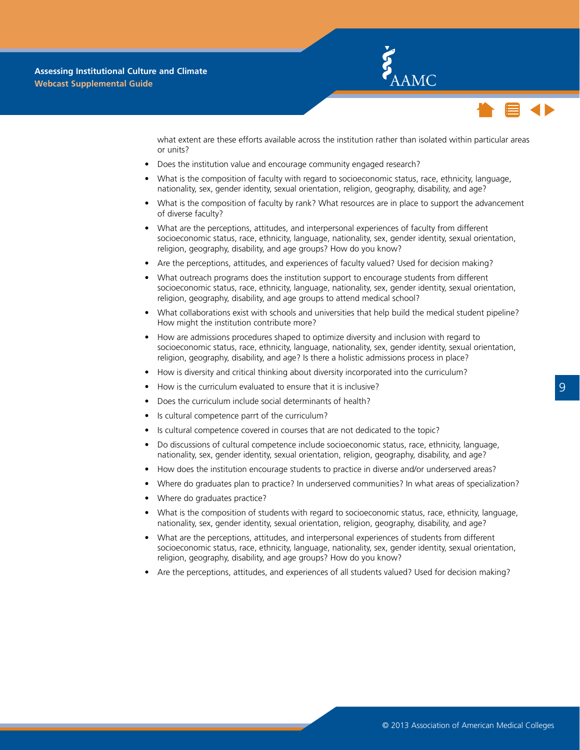what extent are these efforts available across the institution rather than isolated within particular areas or units?

- Does the institution value and encourage community engaged research?
- What is the composition of faculty with regard to socioeconomic status, race, ethnicity, language, nationality, sex, gender identity, sexual orientation, religion, geography, disability, and age?
- What is the composition of faculty by rank? What resources are in place to support the advancement of diverse faculty?
- What are the perceptions, attitudes, and interpersonal experiences of faculty from different socioeconomic status, race, ethnicity, language, nationality, sex, gender identity, sexual orientation, religion, geography, disability, and age groups? How do you know?
- Are the perceptions, attitudes, and experiences of faculty valued? Used for decision making?
- What outreach programs does the institution support to encourage students from different socioeconomic status, race, ethnicity, language, nationality, sex, gender identity, sexual orientation, religion, geography, disability, and age groups to attend medical school?
- What collaborations exist with schools and universities that help build the medical student pipeline? How might the institution contribute more?
- How are admissions procedures shaped to optimize diversity and inclusion with regard to socioeconomic status, race, ethnicity, language, nationality, sex, gender identity, sexual orientation, religion, geography, disability, and age? Is there a holistic admissions process in place?
- How is diversity and critical thinking about diversity incorporated into the curriculum?
- How is the curriculum evaluated to ensure that it is inclusive?
- Does the curriculum include social determinants of health?
- Is cultural competence parrt of the curriculum?
- Is cultural competence covered in courses that are not dedicated to the topic?
- Do discussions of cultural competence include socioeconomic status, race, ethnicity, language, nationality, sex, gender identity, sexual orientation, religion, geography, disability, and age?
- How does the institution encourage students to practice in diverse and/or underserved areas?
- Where do graduates plan to practice? In underserved communities? In what areas of specialization?
- Where do graduates practice?
- What is the composition of students with regard to socioeconomic status, race, ethnicity, language, nationality, sex, gender identity, sexual orientation, religion, geography, disability, and age?
- What are the perceptions, attitudes, and interpersonal experiences of students from different socioeconomic status, race, ethnicity, language, nationality, sex, gender identity, sexual orientation, religion, geography, disability, and age groups? How do you know?
- Are the perceptions, attitudes, and experiences of all students valued? Used for decision making?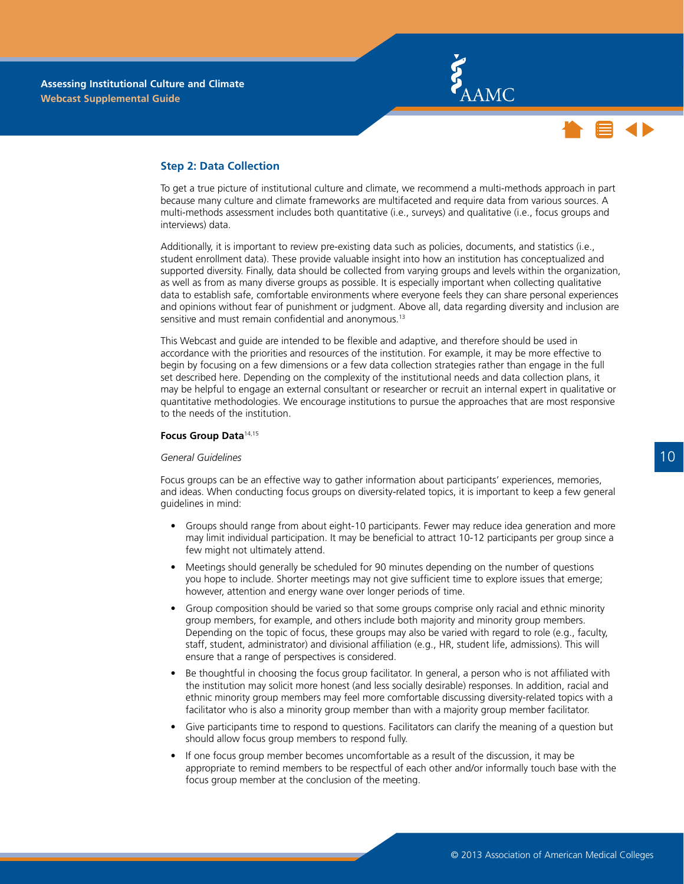## Step 2: Data Collection

To get a true picture of institutional culture and climate, we recommend a multi-methods approach in part because many culture and climate frameworks are multifaceted and require data from various sources. A multi-methods assessment includes both quantitative (i.e., surveys) and qualitative (i.e., focus groups and interviews) data.

Additionally, it is important to review pre-existing data such as policies, documents, and statistics (i.e., student enrollment data). These provide valuable insight into how an institution has conceptualized and supported diversity. Finally, data should be collected from varying groups and levels within the organization, as well as from as many diverse groups as possible. It is especially important when collecting qualitative data to establish safe, comfortable environments where everyone feels they can share personal experiences and opinions without fear of punishment or judgment. Above all, data regarding diversity and inclusion are sensitive and must remain confidential and anonymous.[13]

This Webcast and guide are intended to be flexible and adaptive, and therefore should be used in accordance with the priorities and resources of the institution. For example, it may be more effective to begin by focusing on a few dimensions or a few data collection strategies rather than engage in the full set described here. Depending on the complexity of the institutional needs and data collection plans, it may be helpful to engage an external consultant or researcher or recruit an internal expert in qualitative or quantitative methodologies. We encourage institutions to pursue the approaches that are most responsive to the needs of the institution.

### Focus Group Data[14,15]

*General Guidelines*

Focus groups can be an effective way to gather information about participants' experiences, memories, and ideas. When conducting focus groups on diversity-related topics, it is important to keep a few general guidelines in mind:

- Groups should range from about eight-10 participants. Fewer may reduce idea generation and more may limit individual participation. It may be beneficial to attract 10-12 participants per group since a few might not ultimately attend.
- Meetings should generally be scheduled for 90 minutes depending on the number of questions you hope to include. Shorter meetings may not give sufficient time to explore issues that emerge; however, attention and energy wane over longer periods of time.
- Group composition should be varied so that some groups comprise only racial and ethnic minority group members, for example, and others include both majority and minority group members. Depending on the topic of focus, these groups may also be varied with regard to role (e.g., faculty, staff, student, administrator) and divisional affiliation (e.g., HR, student life, admissions). This will ensure that a range of perspectives is considered.
- Be thoughtful in choosing the focus group facilitator. In general, a person who is not affiliated with the institution may solicit more honest (and less socially desirable) responses. In addition, racial and ethnic minority group members may feel more comfortable discussing diversity-related topics with a facilitator who is also a minority group member than with a majority group member facilitator.
- Give participants time to respond to questions. Facilitators can clarify the meaning of a question but should allow focus group members to respond fully.
- If one focus group member becomes uncomfortable as a result of the discussion, it may be appropriate to remind members to be respectful of each other and/or informally touch base with the focus group member at the conclusion of the meeting.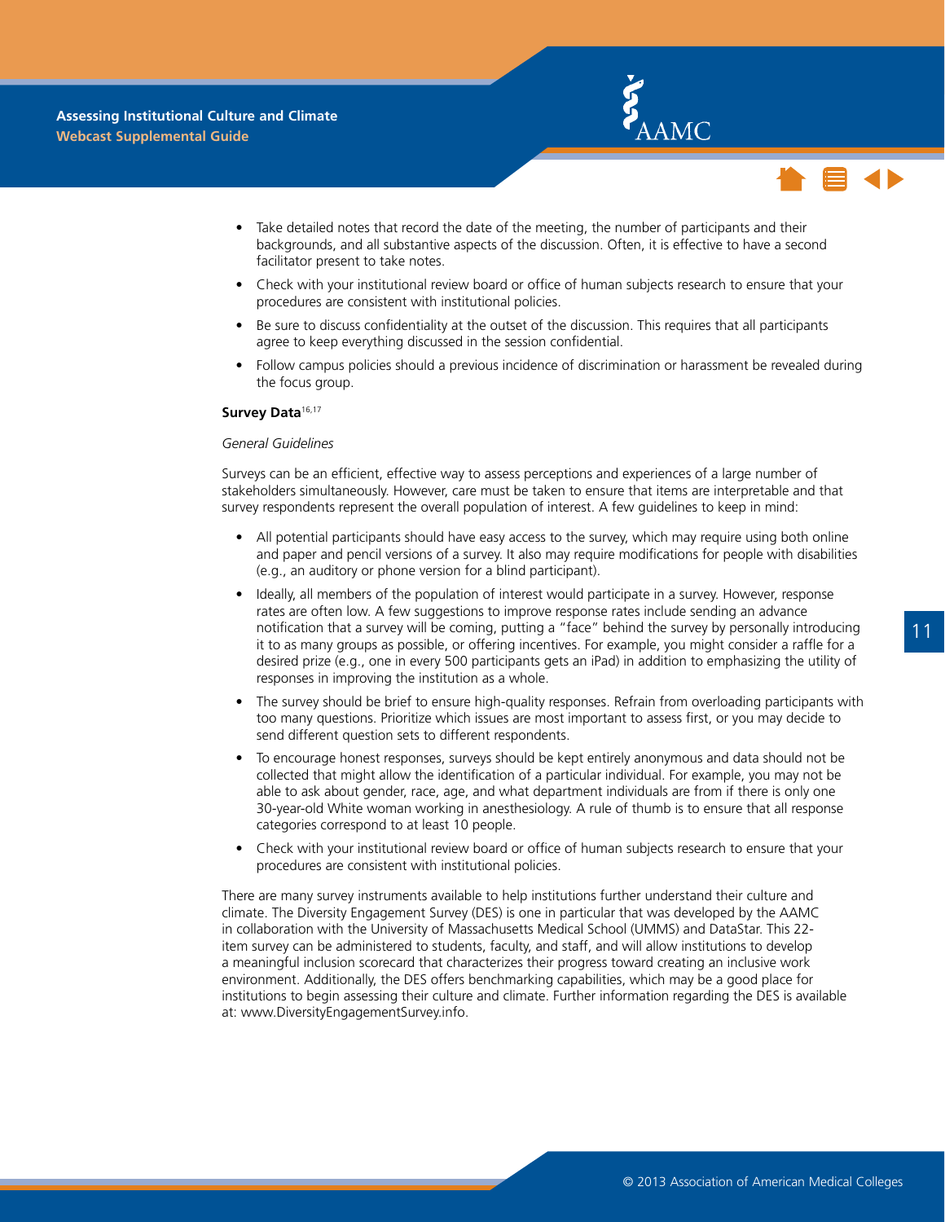- Take detailed notes that record the date of the meeting, the number of participants and their backgrounds, and all substantive aspects of the discussion. Often, it is effective to have a second facilitator present to take notes.
- Check with your institutional review board or office of human subjects research to ensure that your procedures are consistent with institutional policies.
- Be sure to discuss confidentiality at the outset of the discussion. This requires that all participants agree to keep everything discussed in the session confidential.
- Follow campus policies should a previous incidence of discrimination or harassment be revealed during the focus group.

**Survey Data**[16,17]

*General Guidelines*

Surveys can be an efficient, effective way to assess perceptions and experiences of a large number of stakeholders simultaneously. However, care must be taken to ensure that items are interpretable and that survey respondents represent the overall population of interest. A few guidelines to keep in mind:

- All potential participants should have easy access to the survey, which may require using both online and paper and pencil versions of a survey. It also may require modifications for people with disabilities (e.g., an auditory or phone version for a blind participant).
- Ideally, all members of the population of interest would participate in a survey. However, response rates are often low. A few suggestions to improve response rates include sending an advance notification that a survey will be coming, putting a "face" behind the survey by personally introducing it to as many groups as possible, or offering incentives. For example, you might consider a raffle for a desired prize (e.g., one in every 500 participants gets an iPad) in addition to emphasizing the utility of responses in improving the institution as a whole.
- The survey should be brief to ensure high-quality responses. Refrain from overloading participants with too many questions. Prioritize which issues are most important to assess first, or you may decide to send different question sets to different respondents.
- To encourage honest responses, surveys should be kept entirely anonymous and data should not be collected that might allow the identification of a particular individual. For example, you may not be able to ask about gender, race, age, and what department individuals are from if there is only one 30-year-old White woman working in anesthesiology. A rule of thumb is to ensure that all response categories correspond to at least 10 people.
- Check with your institutional review board or office of human subjects research to ensure that your procedures are consistent with institutional policies.

There are many survey instruments available to help institutions further understand their culture and climate. The Diversity Engagement Survey (DES) is one in particular that was developed by the AAMC in collaboration with the University of Massachusetts Medical School (UMMS) and DataStar. This 22-item survey can be administered to students, faculty, and staff, and will allow institutions to develop a meaningful inclusion scorecard that characterizes their progress toward creating an inclusive work environment. Additionally, the DES offers benchmarking capabilities, which may be a good place for institutions to begin assessing their culture and climate. Further information regarding the DES is available at: www.DiversityEngagementSurvey.info.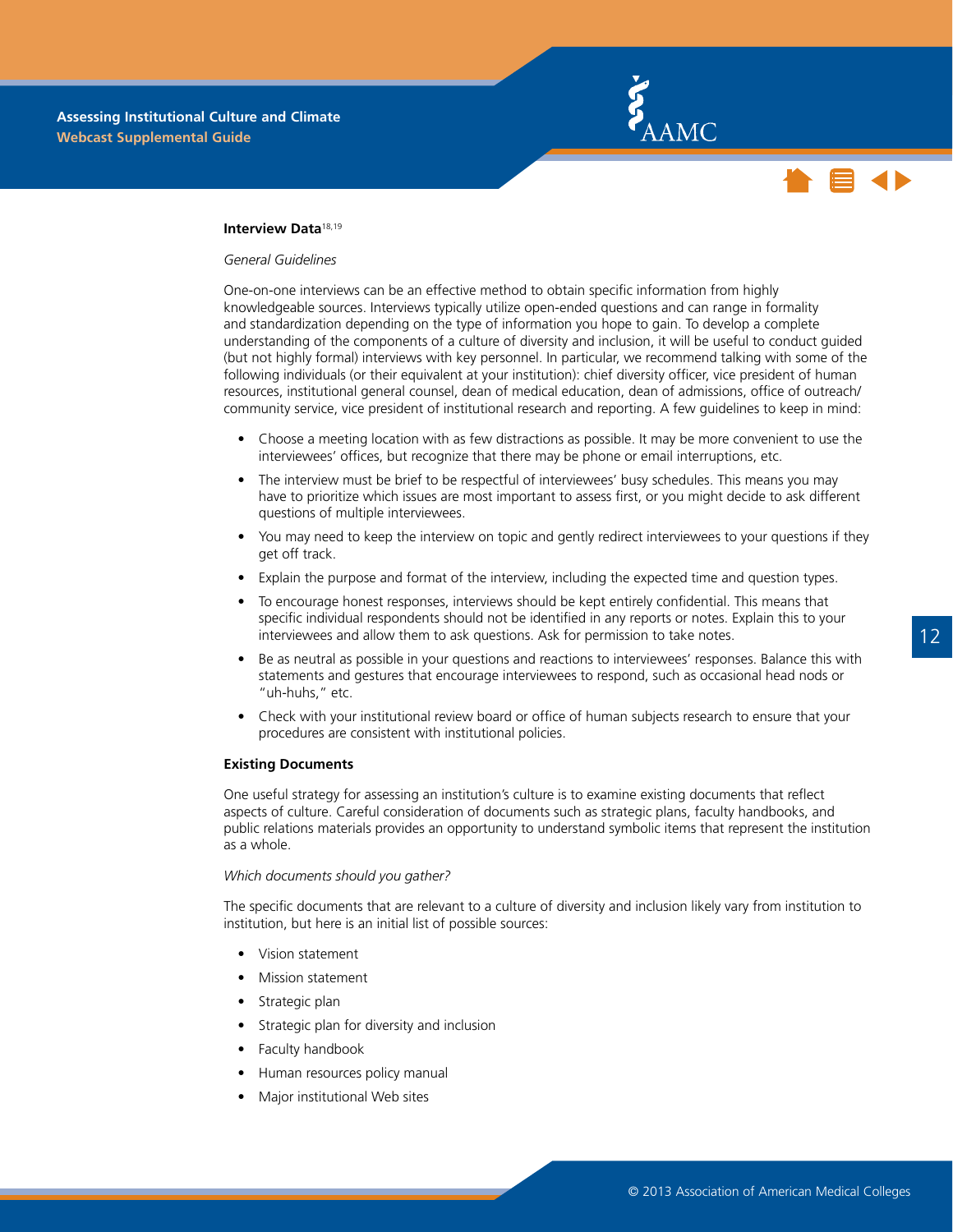### Interview Data[18,19]

*General Guidelines*

One-on-one interviews can be an effective method to obtain specific information from highly knowledgeable sources. Interviews typically utilize open-ended questions and can range in formality and standardization depending on the type of information you hope to gain. To develop a complete understanding of the components of a culture of diversity and inclusion, it will be useful to conduct guided (but not highly formal) interviews with key personnel. In particular, we recommend talking with some of the following individuals (or their equivalent at your institution): chief diversity officer, vice president of human resources, institutional general counsel, dean of medical education, dean of admissions, office of outreach/community service, vice president of institutional research and reporting. A few guidelines to keep in mind:

- Choose a meeting location with as few distractions as possible. It may be more convenient to use the interviewees' offices, but recognize that there may be phone or email interruptions, etc.
- The interview must be brief to be respectful of interviewees' busy schedules. This means you may have to prioritize which issues are most important to assess first, or you might decide to ask different questions of multiple interviewees.
- You may need to keep the interview on topic and gently redirect interviewees to your questions if they get off track.
- Explain the purpose and format of the interview, including the expected time and question types.
- To encourage honest responses, interviews should be kept entirely confidential. This means that specific individual respondents should not be identified in any reports or notes. Explain this to your interviewees and allow them to ask questions. Ask for permission to take notes.
- Be as neutral as possible in your questions and reactions to interviewees' responses. Balance this with statements and gestures that encourage interviewees to respond, such as occasional head nods or "uh-huhs," etc.
- Check with your institutional review board or office of human subjects research to ensure that your procedures are consistent with institutional policies.

### Existing Documents

One useful strategy for assessing an institution's culture is to examine existing documents that reflect aspects of culture. Careful consideration of documents such as strategic plans, faculty handbooks, and public relations materials provides an opportunity to understand symbolic items that represent the institution as a whole.

*Which documents should you gather?*

The specific documents that are relevant to a culture of diversity and inclusion likely vary from institution to institution, but here is an initial list of possible sources:

- Vision statement
- Mission statement
- Strategic plan
- Strategic plan for diversity and inclusion
- Faculty handbook
- Human resources policy manual
- Major institutional Web sites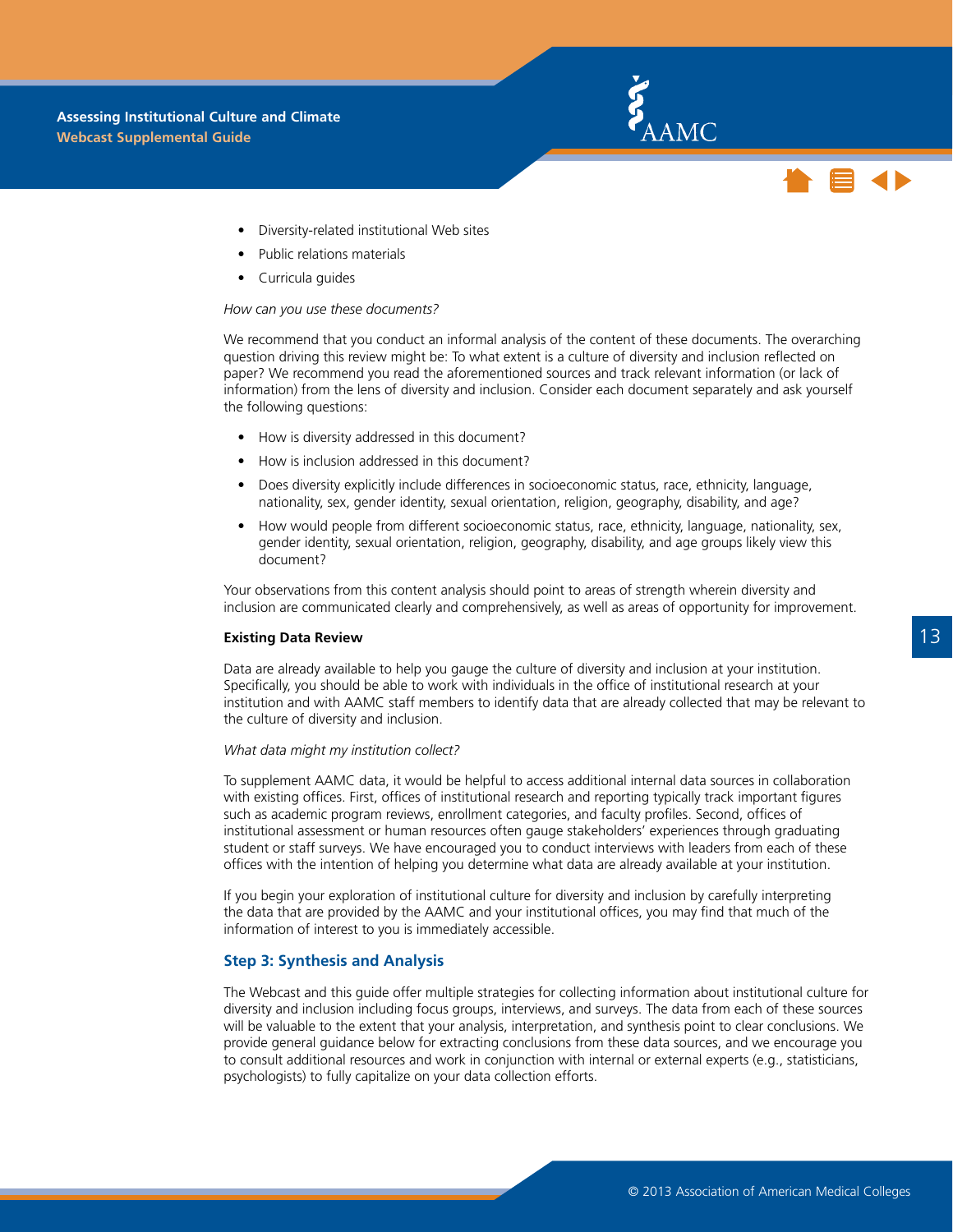- Diversity-related institutional Web sites
- Public relations materials
- Curricula guides

*How can you use these documents?*

We recommend that you conduct an informal analysis of the content of these documents. The overarching question driving this review might be: To what extent is a culture of diversity and inclusion reflected on paper? We recommend you read the aforementioned sources and track relevant information (or lack of information) from the lens of diversity and inclusion. Consider each document separately and ask yourself the following questions:

- How is diversity addressed in this document?
- How is inclusion addressed in this document?
- Does diversity explicitly include differences in socioeconomic status, race, ethnicity, language, nationality, sex, gender identity, sexual orientation, religion, geography, disability, and age?
- How would people from different socioeconomic status, race, ethnicity, language, nationality, sex, gender identity, sexual orientation, religion, geography, disability, and age groups likely view this document?

Your observations from this content analysis should point to areas of strength wherein diversity and inclusion are communicated clearly and comprehensively, as well as areas of opportunity for improvement.

**Existing Data Review**

Data are already available to help you gauge the culture of diversity and inclusion at your institution. Specifically, you should be able to work with individuals in the office of institutional research at your institution and with AAMC staff members to identify data that are already collected that may be relevant to the culture of diversity and inclusion.

*What data might my institution collect?*

To supplement AAMC data, it would be helpful to access additional internal data sources in collaboration with existing offices. First, offices of institutional research and reporting typically track important figures such as academic program reviews, enrollment categories, and faculty profiles. Second, offices of institutional assessment or human resources often gauge stakeholders' experiences through graduating student or staff surveys. We have encouraged you to conduct interviews with leaders from each of these offices with the intention of helping you determine what data are already available at your institution.

If you begin your exploration of institutional culture for diversity and inclusion by carefully interpreting the data that are provided by the AAMC and your institutional offices, you may find that much of the information of interest to you is immediately accessible.

## Step 3: Synthesis and Analysis

The Webcast and this guide offer multiple strategies for collecting information about institutional culture for diversity and inclusion including focus groups, interviews, and surveys. The data from each of these sources will be valuable to the extent that your analysis, interpretation, and synthesis point to clear conclusions. We provide general guidance below for extracting conclusions from these data sources, and we encourage you to consult additional resources and work in conjunction with internal or external experts (e.g., statisticians, psychologists) to fully capitalize on your data collection efforts.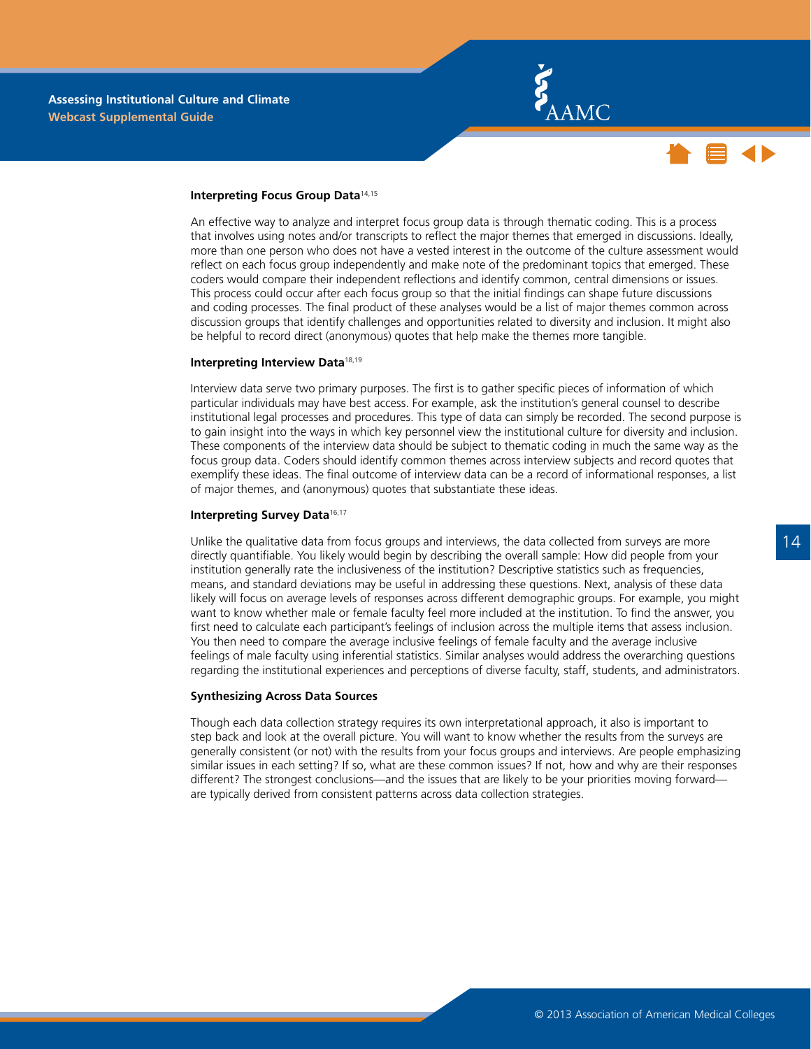### Interpreting Focus Group Data[14,15]

An effective way to analyze and interpret focus group data is through thematic coding. This is a process that involves using notes and/or transcripts to reflect the major themes that emerged in discussions. Ideally, more than one person who does not have a vested interest in the outcome of the culture assessment would reflect on each focus group independently and make note of the predominant topics that emerged. These coders would compare their independent reflections and identify common, central dimensions or issues. This process could occur after each focus group so that the initial findings can shape future discussions and coding processes. The final product of these analyses would be a list of major themes common across discussion groups that identify challenges and opportunities related to diversity and inclusion. It might also be helpful to record direct (anonymous) quotes that help make the themes more tangible.

### Interpreting Interview Data[18,19]

Interview data serve two primary purposes. The first is to gather specific pieces of information of which particular individuals may have best access. For example, ask the institution's general counsel to describe institutional legal processes and procedures. This type of data can simply be recorded. The second purpose is to gain insight into the ways in which key personnel view the institutional culture for diversity and inclusion. These components of the interview data should be subject to thematic coding in much the same way as the focus group data. Coders should identify common themes across interview subjects and record quotes that exemplify these ideas. The final outcome of interview data can be a record of informational responses, a list of major themes, and (anonymous) quotes that substantiate these ideas.

### Interpreting Survey Data[16,17]

Unlike the qualitative data from focus groups and interviews, the data collected from surveys are more directly quantifiable. You likely would begin by describing the overall sample: How did people from your institution generally rate the inclusiveness of the institution? Descriptive statistics such as frequencies, means, and standard deviations may be useful in addressing these questions. Next, analysis of these data likely will focus on average levels of responses across different demographic groups. For example, you might want to know whether male or female faculty feel more included at the institution. To find the answer, you first need to calculate each participant's feelings of inclusion across the multiple items that assess inclusion. You then need to compare the average inclusive feelings of female faculty and the average inclusive feelings of male faculty using inferential statistics. Similar analyses would address the overarching questions regarding the institutional experiences and perceptions of diverse faculty, staff, students, and administrators.

### Synthesizing Across Data Sources

Though each data collection strategy requires its own interpretational approach, it also is important to step back and look at the overall picture. You will want to know whether the results from the surveys are generally consistent (or not) with the results from your focus groups and interviews. Are people emphasizing similar issues in each setting? If so, what are these common issues? If not, how and why are their responses different? The strongest conclusions—and the issues that are likely to be your priorities moving forward—are typically derived from consistent patterns across data collection strategies.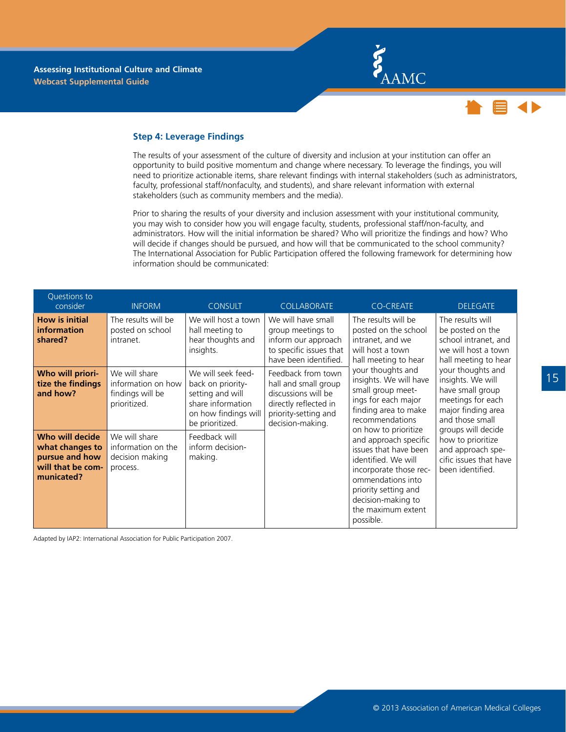## Step 4: Leverage Findings

The results of your assessment of the culture of diversity and inclusion at your institution can offer an opportunity to build positive momentum and change where necessary. To leverage the findings, you will need to prioritize actionable items, share relevant findings with internal stakeholders (such as administrators, faculty, professional staff/nonfaculty, and students), and share relevant information with external stakeholders (such as community members and the media).

Prior to sharing the results of your diversity and inclusion assessment with your institutional community, you may wish to consider how you will engage faculty, students, professional staff/non-faculty, and administrators. How will the initial information be shared? Who will prioritize the findings and how? Who will decide if changes should be pursued, and how will that be communicated to the school community? The International Association for Public Participation offered the following framework for determining how information should be communicated:

| Questions to consider | INFORM | CONSULT | COLLABORATE | CO-CREATE | DELEGATE |
|---|---|---|---|---|---|
| **How is initial information shared?** | The results will be posted on school intranet. | We will host a town hall meeting to hear thoughts and insights. | We will have small group meetings to inform our approach to specific issues that have been identified. | The results will be posted on the school intranet, and we will host a town hall meeting to hear your thoughts and insights. We will have small group meetings for each major finding area to make recommendations on how to prioritize and approach specific issues that have been identified. We will incorporate those recommendations into priority setting and decision-making to the maximum extent possible. | The results will be posted on the school intranet, and we will host a town hall meeting to hear your thoughts and insights. We will have small group meetings for each major finding area and those small groups will decide how to prioritize and approach specific issues that have been identified. |
| **Who will prioritize the findings and how?** | We will share information on how findings will be prioritized. | We will seek feedback on priority-setting and will share information on how findings will be prioritized. | Feedback from town hall and small group discussions will be directly reflected in priority-setting and decision-making. | | |
| **Who will decide what changes to pursue and how will that be communicated?** | We will share information on the decision making process. | Feedback will inform decision-making. | | | |

Adapted by IAP2: International Association for Public Participation 2007.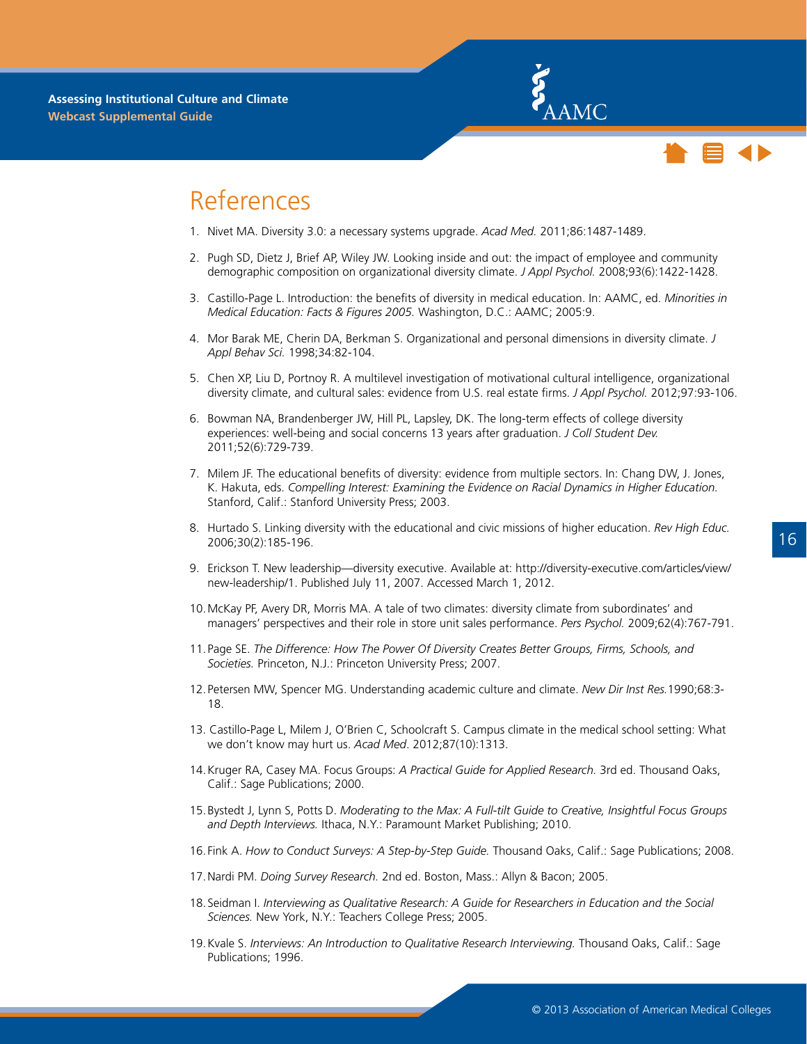# References

1. Nivet MA. Diversity 3.0: a necessary systems upgrade. *Acad Med.* 2011;86:1487-1489.

2. Pugh SD, Dietz J, Brief AP, Wiley JW. Looking inside and out: the impact of employee and community demographic composition on organizational diversity climate. *J Appl Psychol.* 2008;93(6):1422-1428.

3. Castillo-Page L. Introduction: the benefits of diversity in medical education. In: AAMC, ed. *Minorities in Medical Education: Facts & Figures 2005.* Washington, D.C.: AAMC; 2005:9.

4. Mor Barak ME, Cherin DA, Berkman S. Organizational and personal dimensions in diversity climate. *J Appl Behav Sci.* 1998;34:82-104.

5. Chen XP, Liu D, Portnoy R. A multilevel investigation of motivational cultural intelligence, organizational diversity climate, and cultural sales: evidence from U.S. real estate firms. *J Appl Psychol.* 2012;97:93-106.

6. Bowman NA, Brandenberger JW, Hill PL, Lapsley, DK. The long-term effects of college diversity experiences: well-being and social concerns 13 years after graduation. *J Coll Student Dev.* 2011;52(6):729-739.

7. Milem JF. The educational benefits of diversity: evidence from multiple sectors. In: Chang DW, J. Jones, K. Hakuta, eds. *Compelling Interest: Examining the Evidence on Racial Dynamics in Higher Education.* Stanford, Calif.: Stanford University Press; 2003.

8. Hurtado S. Linking diversity with the educational and civic missions of higher education. *Rev High Educ.* 2006;30(2):185-196.

9. Erickson T. New leadership—diversity executive. Available at: http://diversity-executive.com/articles/view/new-leadership/1. Published July 11, 2007. Accessed March 1, 2012.

10. McKay PF, Avery DR, Morris MA. A tale of two climates: diversity climate from subordinates' and managers' perspectives and their role in store unit sales performance. *Pers Psychol.* 2009;62(4):767-791.

11. Page SE. *The Difference: How The Power Of Diversity Creates Better Groups, Firms, Schools, and Societies.* Princeton, N.J.: Princeton University Press; 2007.

12. Petersen MW, Spencer MG. Understanding academic culture and climate. *New Dir Inst Res.* 1990;68:3-18.

13. Castillo-Page L, Milem J, O'Brien C, Schoolcraft S. Campus climate in the medical school setting: What we don't know may hurt us. *Acad Med*. 2012;87(10):1313.

14. Kruger RA, Casey MA. Focus Groups: *A Practical Guide for Applied Research.* 3rd ed. Thousand Oaks, Calif.: Sage Publications; 2000.

15. Bystedt J, Lynn S, Potts D. *Moderating to the Max: A Full-tilt Guide to Creative, Insightful Focus Groups and Depth Interviews.* Ithaca, N.Y.: Paramount Market Publishing; 2010.

16. Fink A. *How to Conduct Surveys: A Step-by-Step Guide.* Thousand Oaks, Calif.: Sage Publications; 2008.

17. Nardi PM. *Doing Survey Research.* 2nd ed. Boston, Mass.: Allyn & Bacon; 2005.

18. Seidman I. *Interviewing as Qualitative Research: A Guide for Researchers in Education and the Social Sciences.* New York, N.Y.: Teachers College Press; 2005.

19. Kvale S. *Interviews: An Introduction to Qualitative Research Interviewing.* Thousand Oaks, Calif.: Sage Publications; 1996.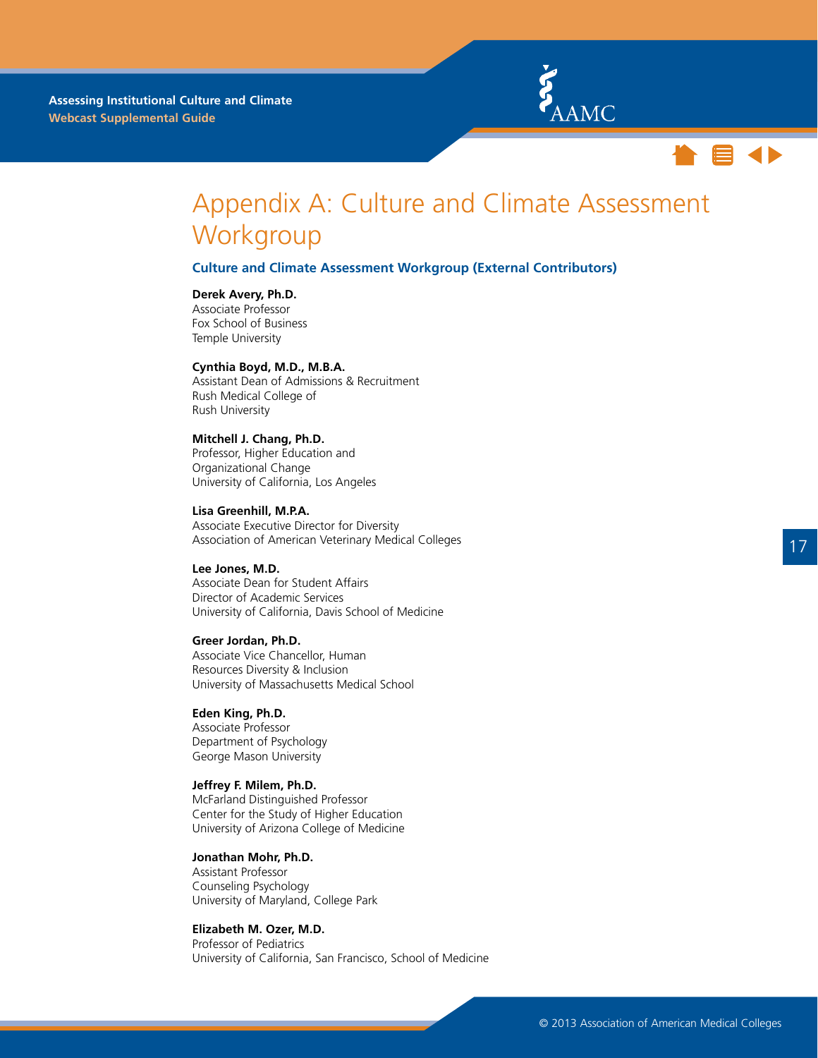# Appendix A: Culture and Climate Assessment Workgroup

## Culture and Climate Assessment Workgroup (External Contributors)

**Derek Avery, Ph.D.**
Associate Professor
Fox School of Business
Temple University

**Cynthia Boyd, M.D., M.B.A.**
Assistant Dean of Admissions & Recruitment
Rush Medical College of
Rush University

**Mitchell J. Chang, Ph.D.**
Professor, Higher Education and
Organizational Change
University of California, Los Angeles

**Lisa Greenhill, M.P.A.**
Associate Executive Director for Diversity
Association of American Veterinary Medical Colleges

**Lee Jones, M.D.**
Associate Dean for Student Affairs
Director of Academic Services
University of California, Davis School of Medicine

**Greer Jordan, Ph.D.**
Associate Vice Chancellor, Human
Resources Diversity & Inclusion
University of Massachusetts Medical School

**Eden King, Ph.D.**
Associate Professor
Department of Psychology
George Mason University

**Jeffrey F. Milem, Ph.D.**
McFarland Distinguished Professor
Center for the Study of Higher Education
University of Arizona College of Medicine

**Jonathan Mohr, Ph.D.**
Assistant Professor
Counseling Psychology
University of Maryland, College Park

**Elizabeth M. Ozer, M.D.**
Professor of Pediatrics
University of California, San Francisco, School of Medicine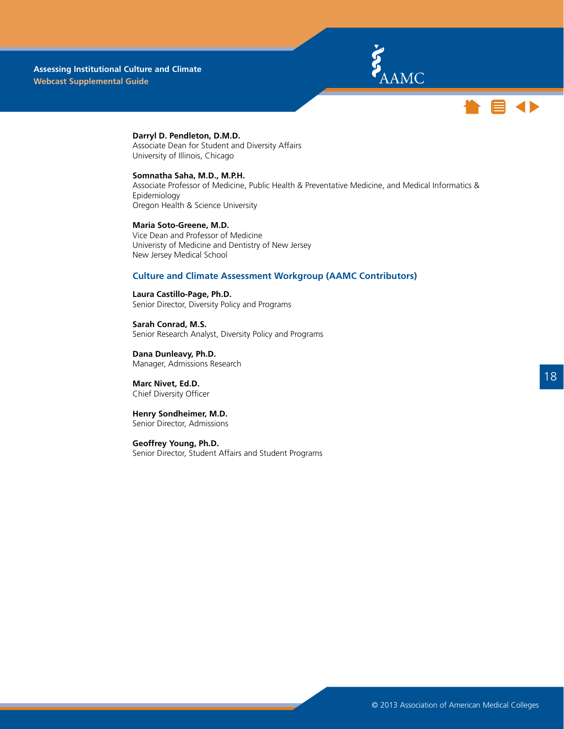**Darryl D. Pendleton, D.M.D.**
Associate Dean for Student and Diversity Affairs
University of Illinois, Chicago

**Somnatha Saha, M.D., M.P.H.**
Associate Professor of Medicine, Public Health & Preventative Medicine, and Medical Informatics & Epidemiology
Oregon Health & Science University

**Maria Soto-Greene, M.D.**
Vice Dean and Professor of Medicine
Univeristy of Medicine and Dentistry of New Jersey
New Jersey Medical School

## Culture and Climate Assessment Workgroup (AAMC Contributors)

**Laura Castillo-Page, Ph.D.**
Senior Director, Diversity Policy and Programs

**Sarah Conrad, M.S.**
Senior Research Analyst, Diversity Policy and Programs

**Dana Dunleavy, Ph.D.**
Manager, Admissions Research

**Marc Nivet, Ed.D.**
Chief Diversity Officer

**Henry Sondheimer, M.D.**
Senior Director, Admissions

**Geoffrey Young, Ph.D.**
Senior Director, Student Affairs and Student Programs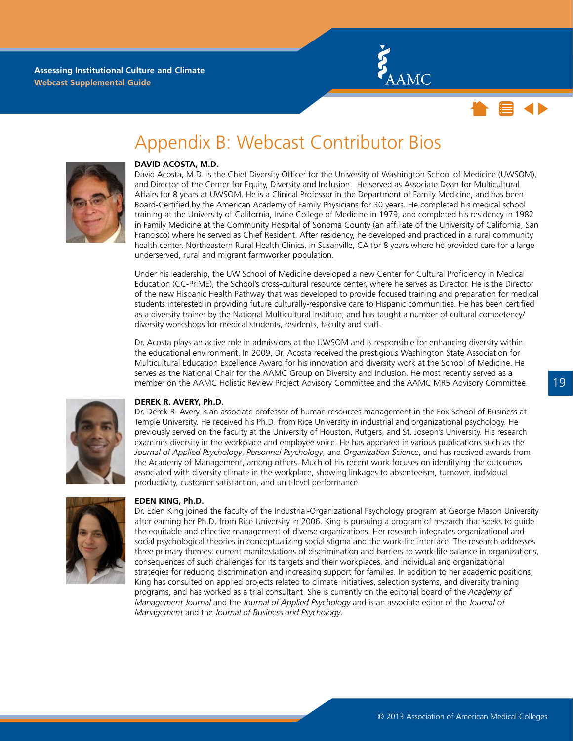# Appendix B: Webcast Contributor Bios

**DAVID ACOSTA, M.D.**

David Acosta, M.D. is the Chief Diversity Officer for the University of Washington School of Medicine (UWSOM), and Director of the Center for Equity, Diversity and Inclusion. He served as Associate Dean for Multicultural Affairs for 8 years at UWSOM. He is a Clinical Professor in the Department of Family Medicine, and has been Board-Certified by the American Academy of Family Physicians for 30 years. He completed his medical school training at the University of California, Irvine College of Medicine in 1979, and completed his residency in 1982 in Family Medicine at the Community Hospital of Sonoma County (an affiliate of the University of California, San Francisco) where he served as Chief Resident. After residency, he developed and practiced in a rural community health center, Northeastern Rural Health Clinics, in Susanville, CA for 8 years where he provided care for a large underserved, rural and migrant farmworker population.

Under his leadership, the UW School of Medicine developed a new Center for Cultural Proficiency in Medical Education (CC-PriME), the School's cross-cultural resource center, where he serves as Director. He is the Director of the new Hispanic Health Pathway that was developed to provide focused training and preparation for medical students interested in providing future culturally-responsive care to Hispanic communities. He has been certified as a diversity trainer by the National Multicultural Institute, and has taught a number of cultural competency/diversity workshops for medical students, residents, faculty and staff.

Dr. Acosta plays an active role in admissions at the UWSOM and is responsible for enhancing diversity within the educational environment. In 2009, Dr. Acosta received the prestigious Washington State Association for Multicultural Education Excellence Award for his innovation and diversity work at the School of Medicine. He serves as the National Chair for the AAMC Group on Diversity and Inclusion. He most recently served as a member on the AAMC Holistic Review Project Advisory Committee and the AAMC MR5 Advisory Committee.

**DEREK R. AVERY, Ph.D.**

Dr. Derek R. Avery is an associate professor of human resources management in the Fox School of Business at Temple University. He received his Ph.D. from Rice University in industrial and organizational psychology. He previously served on the faculty at the University of Houston, Rutgers, and St. Joseph's University. His research examines diversity in the workplace and employee voice. He has appeared in various publications such as the *Journal of Applied Psychology*, *Personnel Psychology*, and *Organization Science*, and has received awards from the Academy of Management, among others. Much of his recent work focuses on identifying the outcomes associated with diversity climate in the workplace, showing linkages to absenteeism, turnover, individual productivity, customer satisfaction, and unit-level performance.

**EDEN KING, Ph.D.**

Dr. Eden King joined the faculty of the Industrial-Organizational Psychology program at George Mason University after earning her Ph.D. from Rice University in 2006. King is pursuing a program of research that seeks to guide the equitable and effective management of diverse organizations. Her research integrates organizational and social psychological theories in conceptualizing social stigma and the work-life interface. The research addresses three primary themes: current manifestations of discrimination and barriers to work-life balance in organizations, consequences of such challenges for its targets and their workplaces, and individual and organizational strategies for reducing discrimination and increasing support for families. In addition to her academic positions, King has consulted on applied projects related to climate initiatives, selection systems, and diversity training programs, and has worked as a trial consultant. She is currently on the editorial board of the *Academy of Management Journal* and the *Journal of Applied Psychology* and is an associate editor of the *Journal of Management* and the *Journal of Business and Psychology*.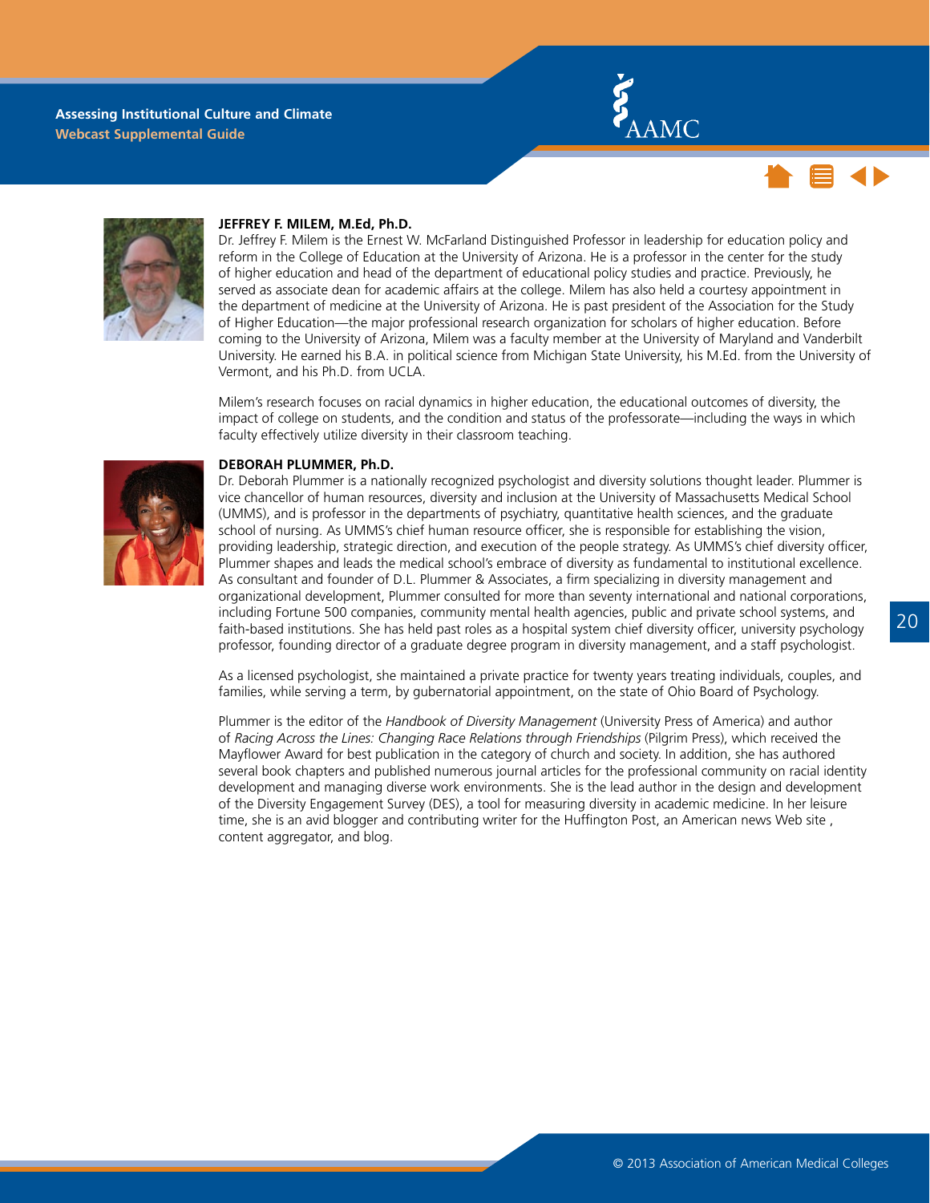### JEFFREY F. MILEM, M.Ed, Ph.D.

Dr. Jeffrey F. Milem is the Ernest W. McFarland Distinguished Professor in leadership for education policy and reform in the College of Education at the University of Arizona. He is a professor in the center for the study of higher education and head of the department of educational policy studies and practice. Previously, he served as associate dean for academic affairs at the college. Milem has also held a courtesy appointment in the department of medicine at the University of Arizona. He is past president of the Association for the Study of Higher Education—the major professional research organization for scholars of higher education. Before coming to the University of Arizona, Milem was a faculty member at the University of Maryland and Vanderbilt University. He earned his B.A. in political science from Michigan State University, his M.Ed. from the University of Vermont, and his Ph.D. from UCLA.

Milem's research focuses on racial dynamics in higher education, the educational outcomes of diversity, the impact of college on students, and the condition and status of the professorate—including the ways in which faculty effectively utilize diversity in their classroom teaching.

### DEBORAH PLUMMER, Ph.D.

Dr. Deborah Plummer is a nationally recognized psychologist and diversity solutions thought leader. Plummer is vice chancellor of human resources, diversity and inclusion at the University of Massachusetts Medical School (UMMS), and is professor in the departments of psychiatry, quantitative health sciences, and the graduate school of nursing. As UMMS's chief human resource officer, she is responsible for establishing the vision, providing leadership, strategic direction, and execution of the people strategy. As UMMS's chief diversity officer, Plummer shapes and leads the medical school's embrace of diversity as fundamental to institutional excellence. As consultant and founder of D.L. Plummer & Associates, a firm specializing in diversity management and organizational development, Plummer consulted for more than seventy international and national corporations, including Fortune 500 companies, community mental health agencies, public and private school systems, and faith-based institutions. She has held past roles as a hospital system chief diversity officer, university psychology professor, founding director of a graduate degree program in diversity management, and a staff psychologist.

As a licensed psychologist, she maintained a private practice for twenty years treating individuals, couples, and families, while serving a term, by gubernatorial appointment, on the state of Ohio Board of Psychology.

Plummer is the editor of the *Handbook of Diversity Management* (University Press of America) and author of *Racing Across the Lines: Changing Race Relations through Friendships* (Pilgrim Press), which received the Mayflower Award for best publication in the category of church and society. In addition, she has authored several book chapters and published numerous journal articles for the professional community on racial identity development and managing diverse work environments. She is the lead author in the design and development of the Diversity Engagement Survey (DES), a tool for measuring diversity in academic medicine. In her leisure time, she is an avid blogger and contributing writer for the Huffington Post, an American news Web site , content aggregator, and blog.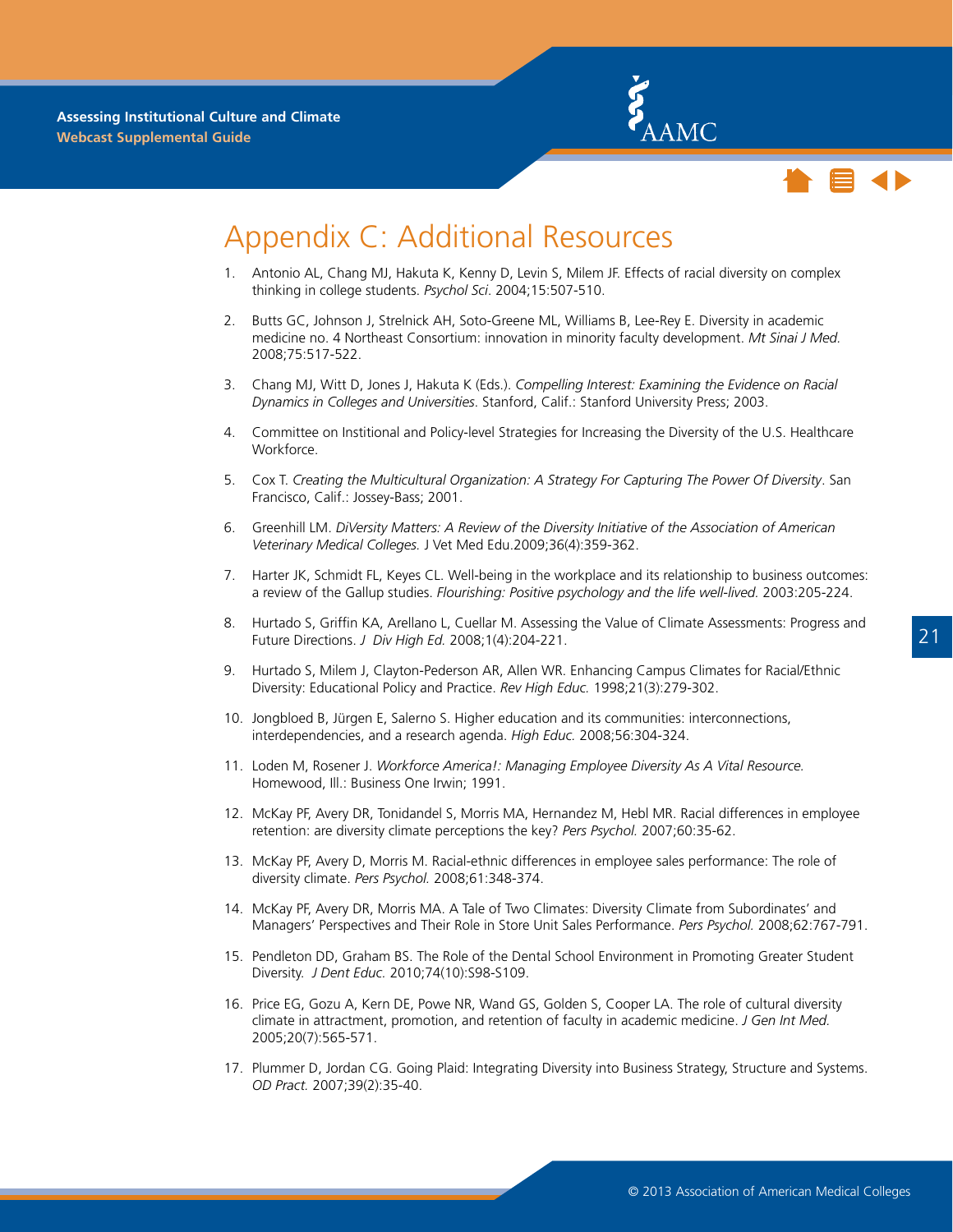# Appendix C: Additional Resources

1. Antonio AL, Chang MJ, Hakuta K, Kenny D, Levin S, Milem JF. Effects of racial diversity on complex thinking in college students. *Psychol Sci*. 2004;15:507-510.

2. Butts GC, Johnson J, Strelnick AH, Soto-Greene ML, Williams B, Lee-Rey E. Diversity in academic medicine no. 4 Northeast Consortium: innovation in minority faculty development. *Mt Sinai J Med.* 2008;75:517-522.

3. Chang MJ, Witt D, Jones J, Hakuta K (Eds.). *Compelling Interest: Examining the Evidence on Racial Dynamics in Colleges and Universities*. Stanford, Calif.: Stanford University Press; 2003.

4. Committee on Institional and Policy-level Strategies for Increasing the Diversity of the U.S. Healthcare Workforce.

5. Cox T. *Creating the Multicultural Organization: A Strategy For Capturing The Power Of Diversity*. San Francisco, Calif.: Jossey-Bass; 2001.

6. Greenhill LM. *DiVersity Matters: A Review of the Diversity Initiative of the Association of American Veterinary Medical Colleges.* J Vet Med Edu.2009;36(4):359-362.

7. Harter JK, Schmidt FL, Keyes CL. Well-being in the workplace and its relationship to business outcomes: a review of the Gallup studies. *Flourishing: Positive psychology and the life well-lived.* 2003:205-224.

8. Hurtado S, Griffin KA, Arellano L, Cuellar M. Assessing the Value of Climate Assessments: Progress and Future Directions. *J Div High Ed.* 2008;1(4):204-221.

9. Hurtado S, Milem J, Clayton-Pederson AR, Allen WR. Enhancing Campus Climates for Racial/Ethnic Diversity: Educational Policy and Practice. *Rev High Educ.* 1998;21(3):279-302.

10. Jongbloed B, Jürgen E, Salerno S. Higher education and its communities: interconnections, interdependencies, and a research agenda. *High Educ.* 2008;56:304-324.

11. Loden M, Rosener J. *Workforce America!: Managing Employee Diversity As A Vital Resource.* Homewood, Ill.: Business One Irwin; 1991.

12. McKay PF, Avery DR, Tonidandel S, Morris MA, Hernandez M, Hebl MR. Racial differences in employee retention: are diversity climate perceptions the key? *Pers Psychol.* 2007;60:35-62.

13. McKay PF, Avery D, Morris M. Racial-ethnic differences in employee sales performance: The role of diversity climate. *Pers Psychol.* 2008;61:348-374.

14. McKay PF, Avery DR, Morris MA. A Tale of Two Climates: Diversity Climate from Subordinates' and Managers' Perspectives and Their Role in Store Unit Sales Performance. *Pers Psychol.* 2008;62:767-791.

15. Pendleton DD, Graham BS. The Role of the Dental School Environment in Promoting Greater Student Diversity. *J Dent Educ.* 2010;74(10):S98-S109.

16. Price EG, Gozu A, Kern DE, Powe NR, Wand GS, Golden S, Cooper LA. The role of cultural diversity climate in attractment, promotion, and retention of faculty in academic medicine. *J Gen Int Med.* 2005;20(7):565-571.

17. Plummer D, Jordan CG. Going Plaid: Integrating Diversity into Business Strategy, Structure and Systems. *OD Pract.* 2007;39(2):35-40.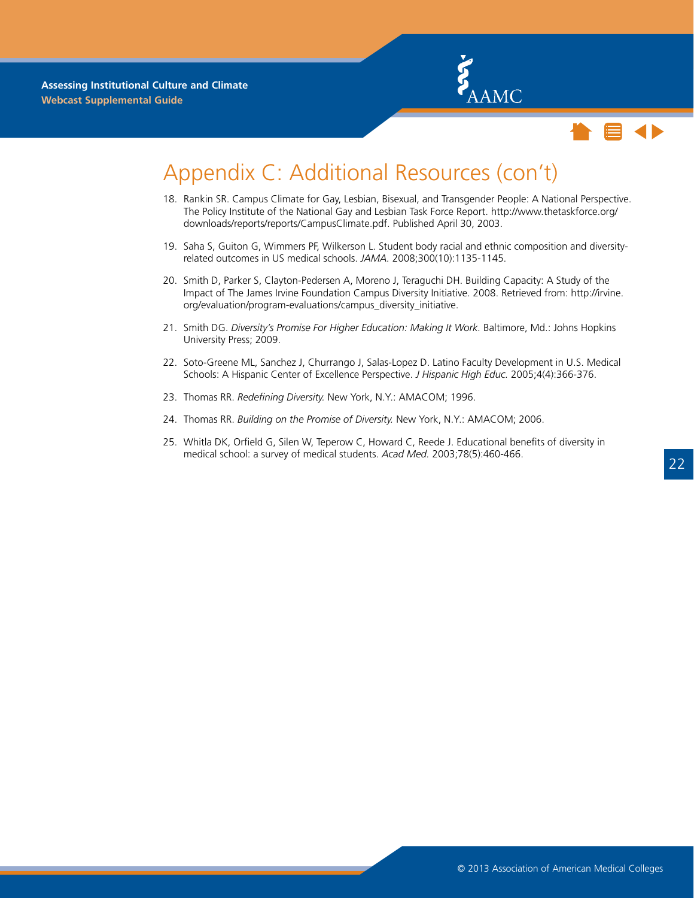# Appendix C: Additional Resources (con't)

18. Rankin SR. Campus Climate for Gay, Lesbian, Bisexual, and Transgender People: A National Perspective. The Policy Institute of the National Gay and Lesbian Task Force Report. http://www.thetaskforce.org/downloads/reports/reports/CampusClimate.pdf. Published April 30, 2003.

19. Saha S, Guiton G, Wimmers PF, Wilkerson L. Student body racial and ethnic composition and diversity-related outcomes in US medical schools. *JAMA.* 2008;300(10):1135-1145.

20. Smith D, Parker S, Clayton-Pedersen A, Moreno J, Teraguchi DH. Building Capacity: A Study of the Impact of The James Irvine Foundation Campus Diversity Initiative. 2008. Retrieved from: http://irvine.org/evaluation/program-evaluations/campus_diversity_initiative.

21. Smith DG. *Diversity's Promise For Higher Education: Making It Work.* Baltimore, Md.: Johns Hopkins University Press; 2009.

22. Soto-Greene ML, Sanchez J, Churrango J, Salas-Lopez D. Latino Faculty Development in U.S. Medical Schools: A Hispanic Center of Excellence Perspective. *J Hispanic High Educ.* 2005;4(4):366-376.

23. Thomas RR. *Redefining Diversity.* New York, N.Y.: AMACOM; 1996.

24. Thomas RR. *Building on the Promise of Diversity.* New York, N.Y.: AMACOM; 2006.

25. Whitla DK, Orfield G, Silen W, Teperow C, Howard C, Reede J. Educational benefits of diversity in medical school: a survey of medical students. *Acad Med.* 2003;78(5):460-466.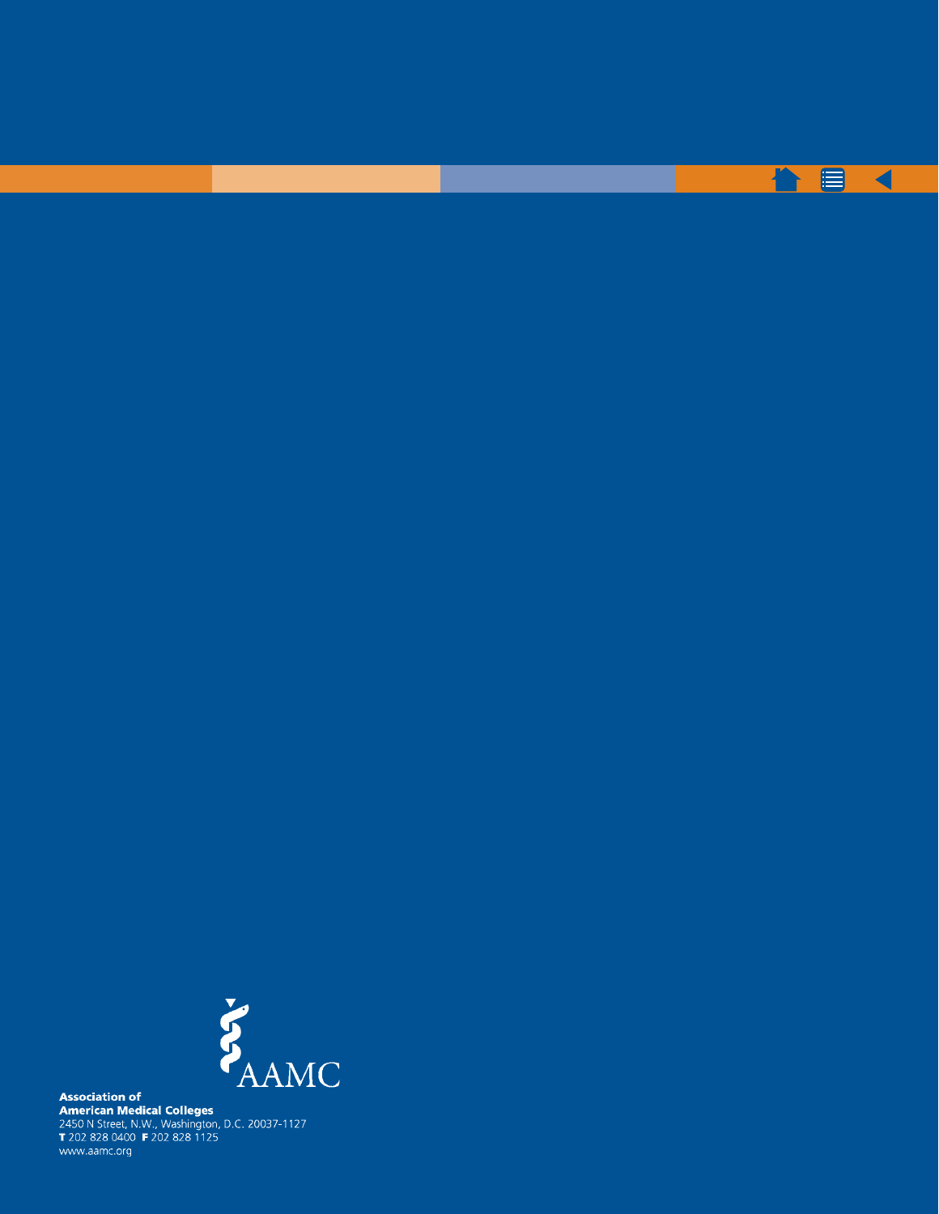AAMC

**Association of American Medical Colleges**
2450 N Street, N.W., Washington, D.C. 20037-1127
**T** 202 828 0400 **F** 202 828 1125
www.aamc.org